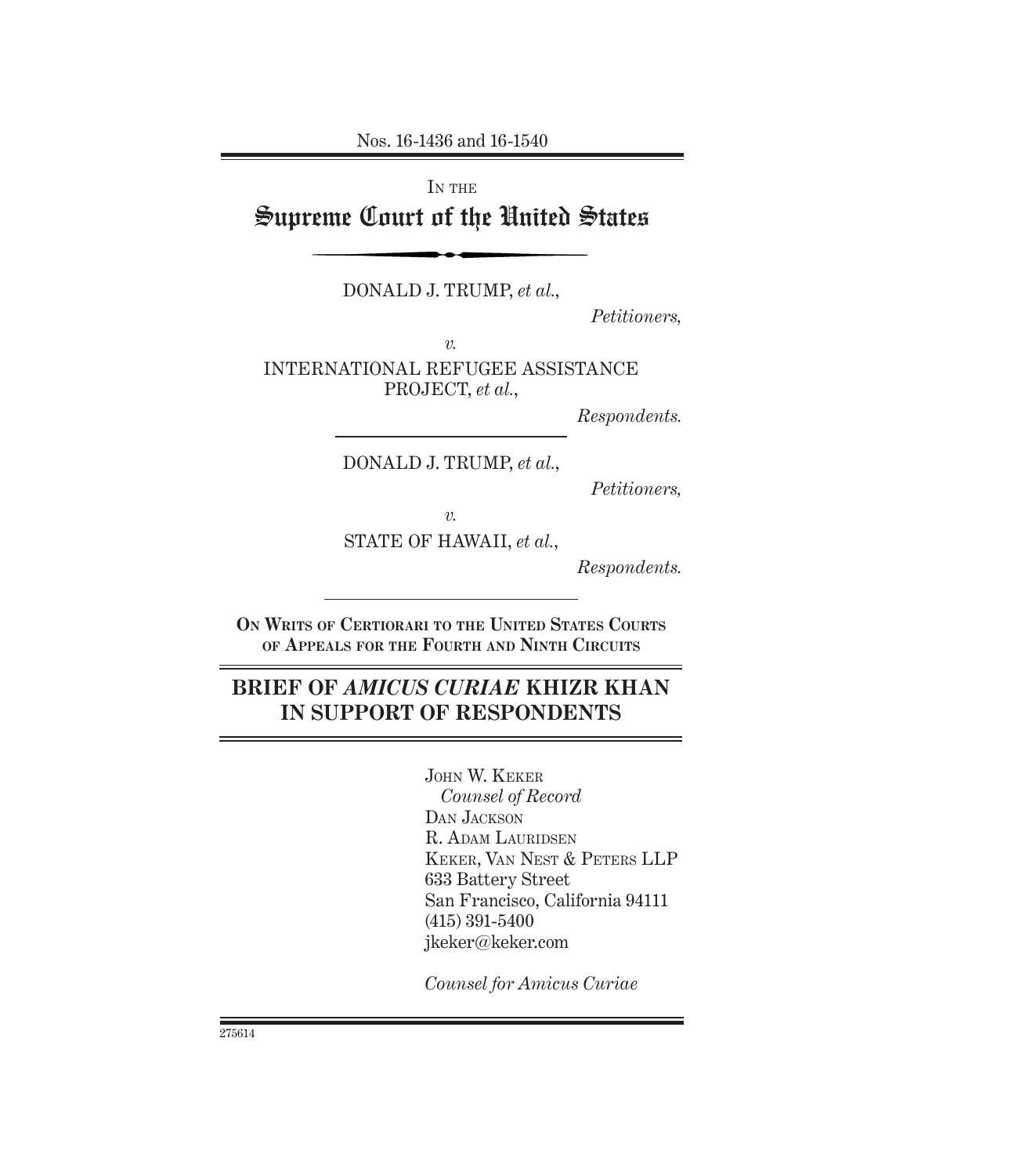Nos. 16-1436 and 16-1540

IN THE

# Supreme Court of the United States

DONALD J. TRUMP, *et al.*,

*Petitioners,*

*v.*

INTERNATIONAL REFUGEE ASSISTANCE PROJECT, *et al.*,

*Respondents.*

DONALD J. TRUMP, *et al.*,

*Petitioners,*

*v.*

STATE OF HAWAII, *et al.*,

*Respondents.*

**ON WRITS OF CERTIORARI TO THE UNITED STATES COURTS OF APPEALS FOR THE FOURTH AND NINTH CIRCUITS**

## BRIEF OF *AMICUS CURIAE* KHIZR KHAN IN SUPPORT OF RESPONDENTS

JOHN W. KEKER
*Counsel of Record*
DAN JACKSON
R. ADAM LAURIDSEN
KEKER, VAN NEST & PETERS LLP
633 Battery Street
San Francisco, California 94111
(415) 391-5400
jkeker@keker.com

*Counsel for Amicus Curiae*

275614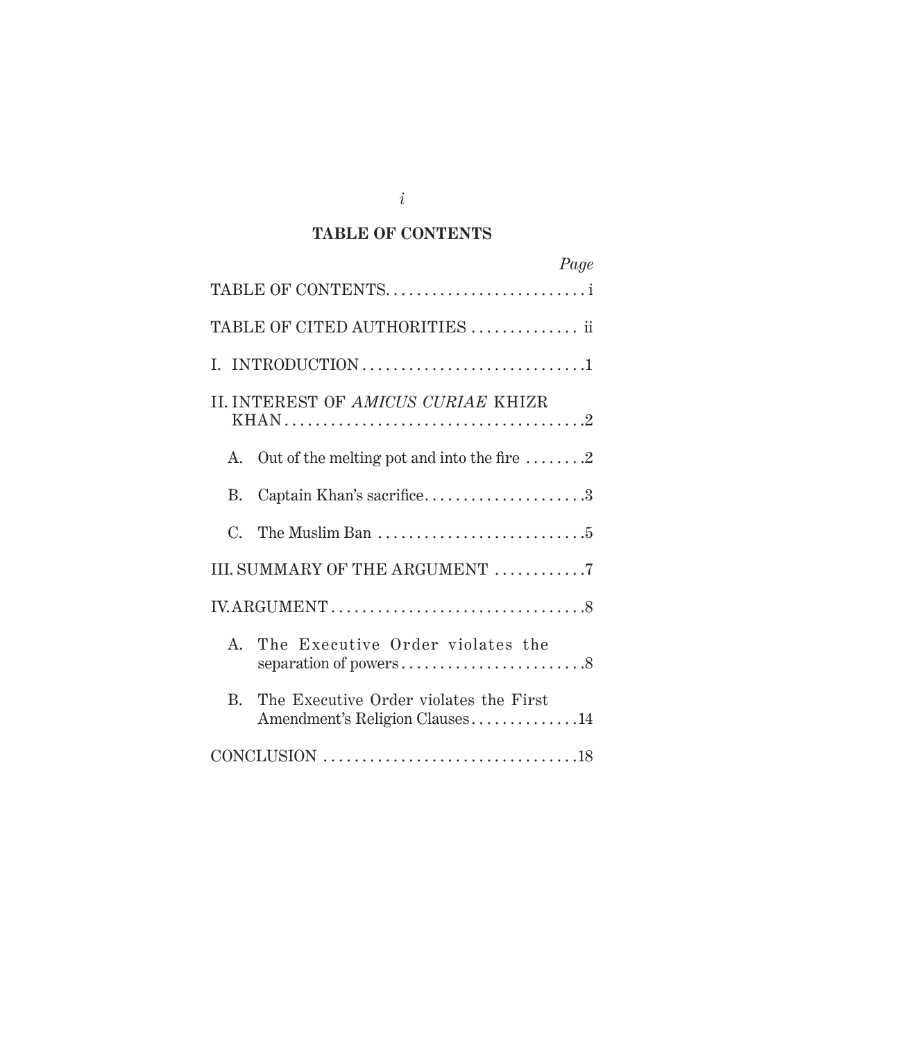## TABLE OF CONTENTS

| | Page |
|---|---|
| TABLE OF CONTENTS | i |
| TABLE OF CITED AUTHORITIES | ii |
| I. INTRODUCTION | 1 |
| II. INTEREST OF *AMICUS CURIAE* KHIZR KHAN | 2 |
| A. Out of the melting pot and into the fire | 2 |
| B. Captain Khan's sacrifice | 3 |
| C. The Muslim Ban | 5 |
| III. SUMMARY OF THE ARGUMENT | 7 |
| IV. ARGUMENT | 8 |
| A. The Executive Order violates the separation of powers | 8 |
| B. The Executive Order violates the First Amendment's Religion Clauses | 14 |
| CONCLUSION | 18 |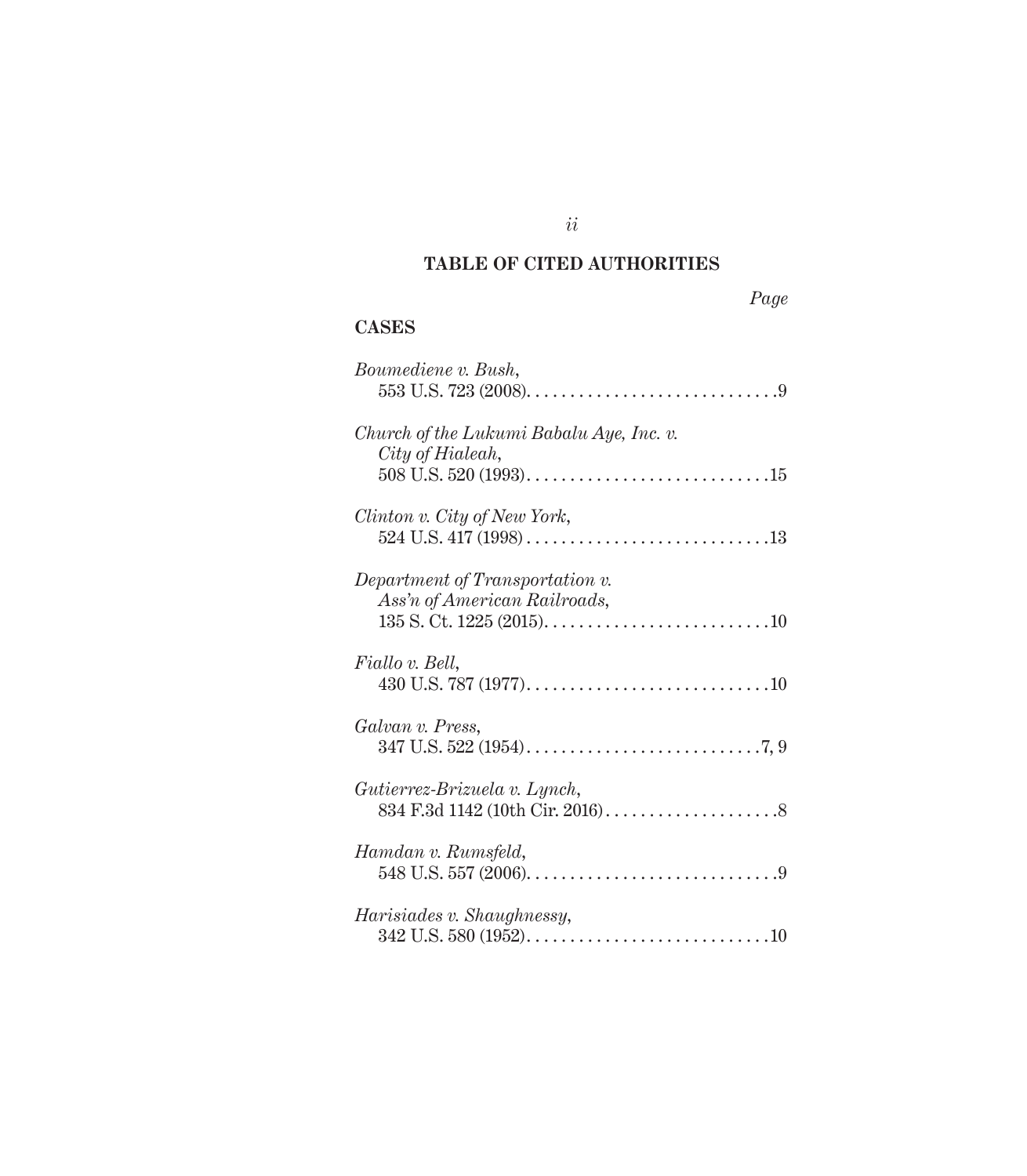## TABLE OF CITED AUTHORITIES

*Page*

### CASES

*Boumediene v. Bush*,
553 U.S. 723 (2008). . . . . . . . . . . . . . . . . . . . . . . . . . . . . .9

*Church of the Lukumi Babalu Aye, Inc. v. City of Hialeah*,
508 U.S. 520 (1993). . . . . . . . . . . . . . . . . . . . . . . . . . . . .15

*Clinton v. City of New York*,
524 U.S. 417 (1998) . . . . . . . . . . . . . . . . . . . . . . . . . . . . .13

*Department of Transportation v. Ass'n of American Railroads*,
135 S. Ct. 1225 (2015). . . . . . . . . . . . . . . . . . . . . . . . . . .10

*Fiallo v. Bell*,
430 U.S. 787 (1977). . . . . . . . . . . . . . . . . . . . . . . . . . . . .10

*Galvan v. Press*,
347 U.S. 522 (1954) . . . . . . . . . . . . . . . . . . . . . . . . . . . .7, 9

*Gutierrez-Brizuela v. Lynch*,
834 F.3d 1142 (10th Cir. 2016) . . . . . . . . . . . . . . . . . . . . .8

*Hamdan v. Rumsfeld*,
548 U.S. 557 (2006). . . . . . . . . . . . . . . . . . . . . . . . . . . . . .9

*Harisiades v. Shaughnessy*,
342 U.S. 580 (1952). . . . . . . . . . . . . . . . . . . . . . . . . . . . .10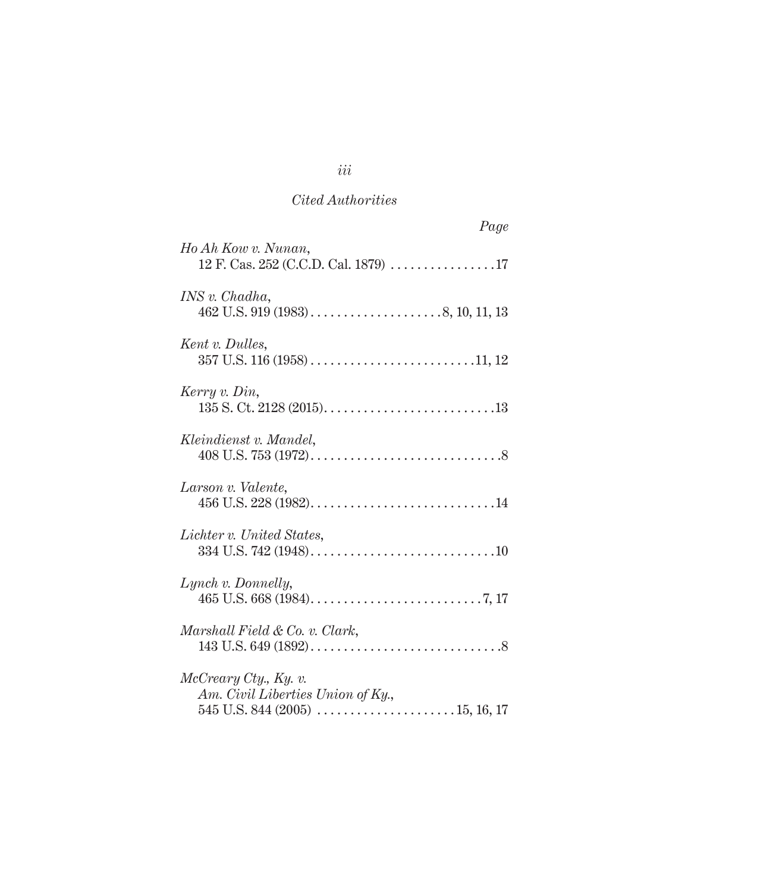*Cited Authorities*

*Page*

*Ho Ah Kow v. Nunan*,
12 F. Cas. 252 (C.C.D. Cal. 1879) . . . . . . . . . . . . . . . . 17

*INS v. Chadha*,
462 U.S. 919 (1983) . . . . . . . . . . . . . . . . . . . . 8, 10, 11, 13

*Kent v. Dulles*,
357 U.S. 116 (1958) . . . . . . . . . . . . . . . . . . . . . . . . . 11, 12

*Kerry v. Din*,
135 S. Ct. 2128 (2015) . . . . . . . . . . . . . . . . . . . . . . . . . . 13

*Kleindienst v. Mandel*,
408 U.S. 753 (1972) . . . . . . . . . . . . . . . . . . . . . . . . . . . . . 8

*Larson v. Valente*,
456 U.S. 228 (1982) . . . . . . . . . . . . . . . . . . . . . . . . . . . . 14

*Lichter v. United States*,
334 U.S. 742 (1948) . . . . . . . . . . . . . . . . . . . . . . . . . . . . 10

*Lynch v. Donnelly*,
465 U.S. 668 (1984) . . . . . . . . . . . . . . . . . . . . . . . . . . 7, 17

*Marshall Field & Co. v. Clark*,
143 U.S. 649 (1892) . . . . . . . . . . . . . . . . . . . . . . . . . . . . . 8

*McCreary Cty., Ky. v. Am. Civil Liberties Union of Ky.*,
545 U.S. 844 (2005) . . . . . . . . . . . . . . . . . . . . . 15, 16, 17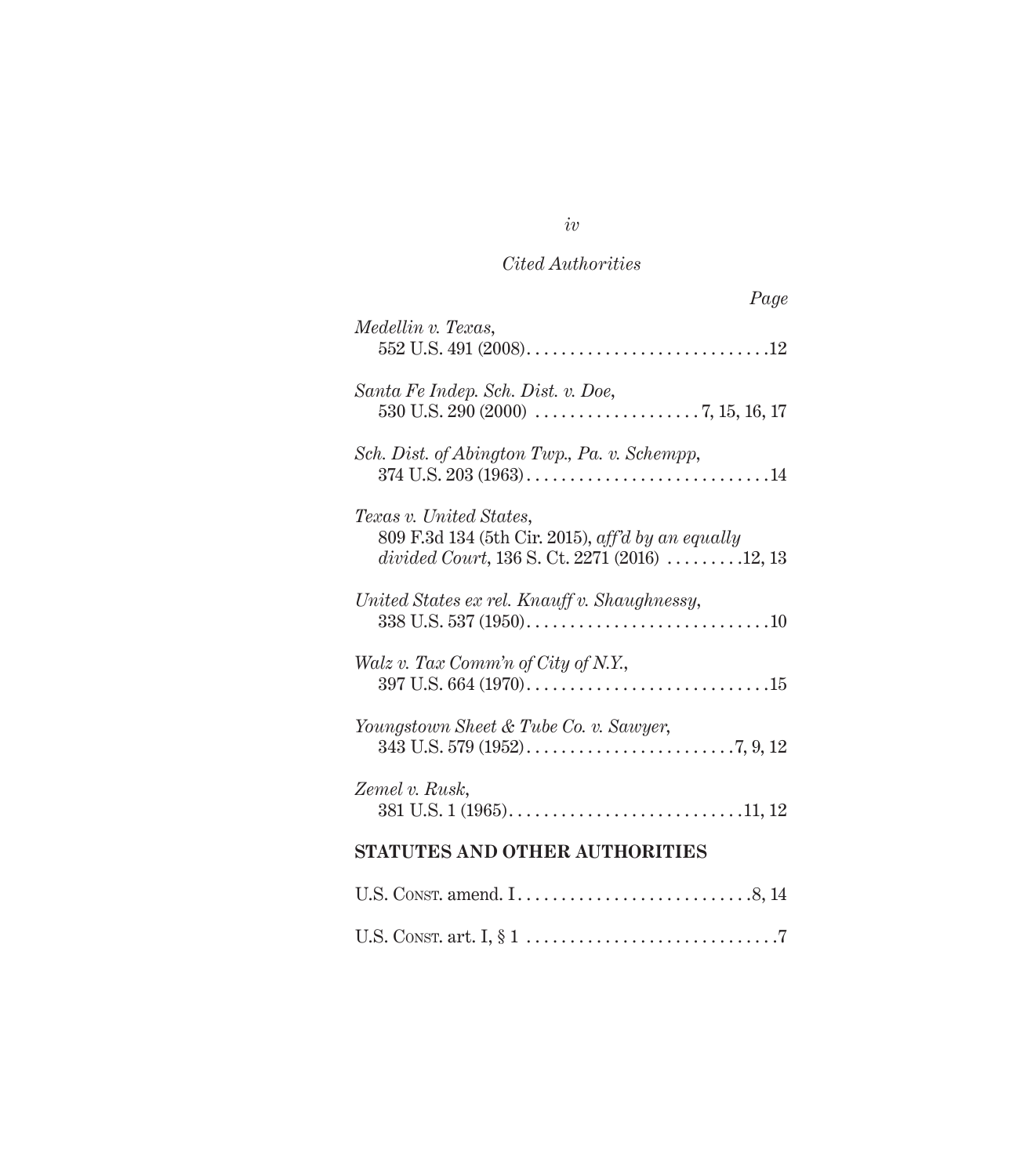*Cited Authorities*

*Page*

*Medellin v. Texas*,
552 U.S. 491 (2008) . . . . . . . . . . . . . . . . . . . . . . . . . . . .12

*Santa Fe Indep. Sch. Dist. v. Doe*,
530 U.S. 290 (2000) . . . . . . . . . . . . . . . . . . . 7, 15, 16, 17

*Sch. Dist. of Abington Twp., Pa. v. Schempp*,
374 U.S. 203 (1963) . . . . . . . . . . . . . . . . . . . . . . . . . . . .14

*Texas v. United States*,
809 F.3d 134 (5th Cir. 2015), *aff'd by an equally divided Court*, 136 S. Ct. 2271 (2016) . . . . . . . . .12, 13

*United States ex rel. Knauff v. Shaughnessy*,
338 U.S. 537 (1950) . . . . . . . . . . . . . . . . . . . . . . . . . . . .10

*Walz v. Tax Comm'n of City of N.Y.*,
397 U.S. 664 (1970) . . . . . . . . . . . . . . . . . . . . . . . . . . . .15

*Youngstown Sheet & Tube Co. v. Sawyer*,
343 U.S. 579 (1952) . . . . . . . . . . . . . . . . . . . . . . . . .7, 9, 12

*Zemel v. Rusk*,
381 U.S. 1 (1965) . . . . . . . . . . . . . . . . . . . . . . . . . . .11, 12

## STATUTES AND OTHER AUTHORITIES

U.S. Const. amend. I . . . . . . . . . . . . . . . . . . . . . . . . . . .8, 14

U.S. Const. art. I, § 1 . . . . . . . . . . . . . . . . . . . . . . . . . . . . .7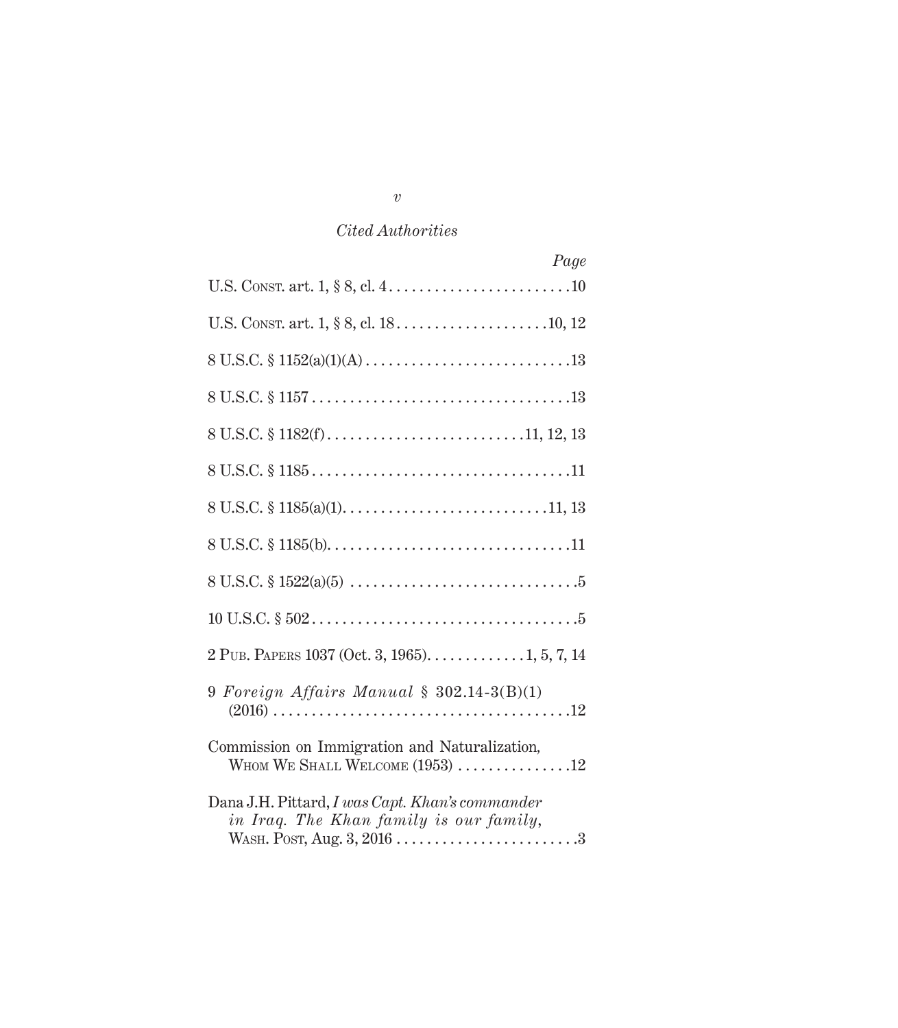*Cited Authorities*

*Page*

U.S. Const. art. 1, § 8, cl. 4 . . . . . . . . . . . . . . . . . . . . . . . .10

U.S. Const. art. 1, § 8, cl. 18 . . . . . . . . . . . . . . . . . . . .10, 12

8 U.S.C. § 1152(a)(1)(A) . . . . . . . . . . . . . . . . . . . . . . . . . . .13

8 U.S.C. § 1157 . . . . . . . . . . . . . . . . . . . . . . . . . . . . . . . . . .13

8 U.S.C. § 1182(f) . . . . . . . . . . . . . . . . . . . . . . . . . .11, 12, 13

8 U.S.C. § 1185 . . . . . . . . . . . . . . . . . . . . . . . . . . . . . . . . . .11

8 U.S.C. § 1185(a)(1) . . . . . . . . . . . . . . . . . . . . . . . . . . .11, 13

8 U.S.C. § 1185(b) . . . . . . . . . . . . . . . . . . . . . . . . . . . . . . . .11

8 U.S.C. § 1522(a)(5) . . . . . . . . . . . . . . . . . . . . . . . . . . . . . .5

10 U.S.C. § 502 . . . . . . . . . . . . . . . . . . . . . . . . . . . . . . . . . . .5

2 Pub. Papers 1037 (Oct. 3, 1965) . . . . . . . . . . . . . 1, 5, 7, 14

9 *Foreign Affairs Manual* § 302.14-3(B)(1) (2016) . . . . . . . . . . . . . . . . . . . . . . . . . . . . . . . . . . . . . . .12

Commission on Immigration and Naturalization, Whom We Shall Welcome (1953) . . . . . . . . . . . . . . .12

Dana J.H. Pittard, *I was Capt. Khan's commander in Iraq. The Khan family is our family*, Wash. Post, Aug. 3, 2016 . . . . . . . . . . . . . . . . . . . . . . . .3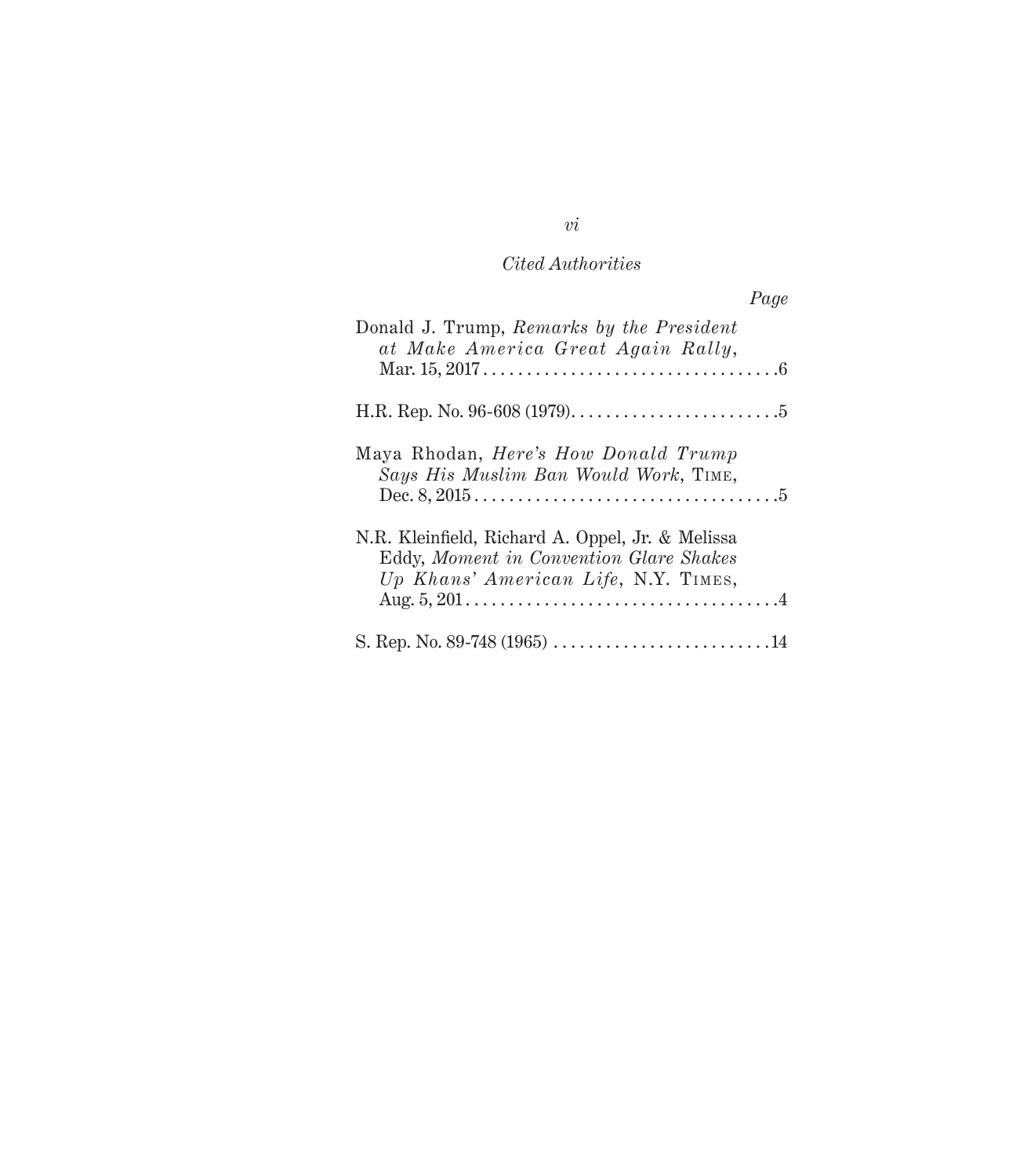*Cited Authorities*

*Page*

Donald J. Trump, *Remarks by the President at Make America Great Again Rally*, Mar. 15, 2017 . . . . . . . . . . . . . . . . . . . . . . . . . . . . . . . . . .6

H.R. Rep. No. 96-608 (1979). . . . . . . . . . . . . . . . . . . . . . . . .5

Maya Rhodan, *Here's How Donald Trump Says His Muslim Ban Would Work*, TIME, Dec. 8, 2015 . . . . . . . . . . . . . . . . . . . . . . . . . . . . . . . . . . .5

N.R. Kleinfield, Richard A. Oppel, Jr. & Melissa Eddy, *Moment in Convention Glare Shakes Up Khans' American Life*, N.Y. TIMES, Aug. 5, 201 . . . . . . . . . . . . . . . . . . . . . . . . . . . . . . . . . . . .4

S. Rep. No. 89-748 (1965) . . . . . . . . . . . . . . . . . . . . . . . . .14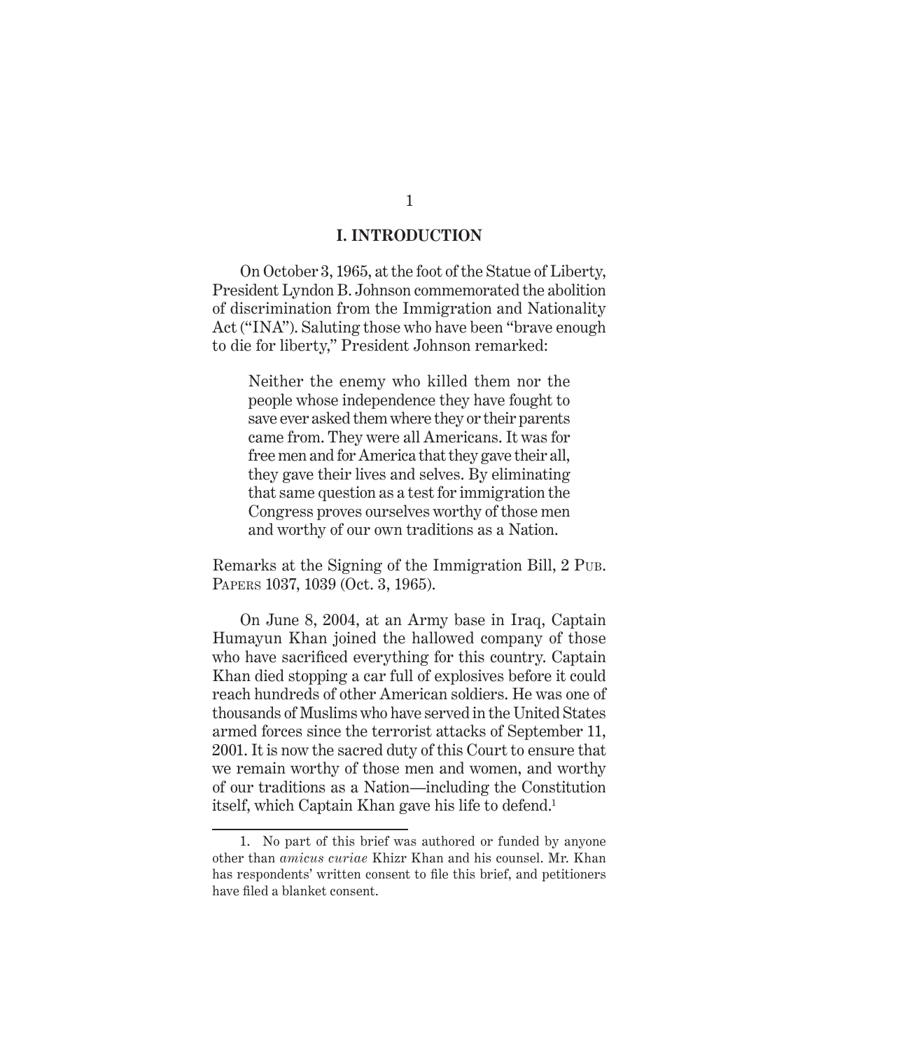# I. INTRODUCTION

On October 3, 1965, at the foot of the Statue of Liberty, President Lyndon B. Johnson commemorated the abolition of discrimination from the Immigration and Nationality Act ("INA"). Saluting those who have been "brave enough to die for liberty," President Johnson remarked:

> Neither the enemy who killed them nor the people whose independence they have fought to save ever asked them where they or their parents came from. They were all Americans. It was for free men and for America that they gave their all, they gave their lives and selves. By eliminating that same question as a test for immigration the Congress proves ourselves worthy of those men and worthy of our own traditions as a Nation.

Remarks at the Signing of the Immigration Bill, 2 Pub. Papers 1037, 1039 (Oct. 3, 1965).

On June 8, 2004, at an Army base in Iraq, Captain Humayun Khan joined the hallowed company of those who have sacrificed everything for this country. Captain Khan died stopping a car full of explosives before it could reach hundreds of other American soldiers. He was one of thousands of Muslims who have served in the United States armed forces since the terrorist attacks of September 11, 2001. It is now the sacred duty of this Court to ensure that we remain worthy of those men and women, and worthy of our traditions as a Nation—including the Constitution itself, which Captain Khan gave his life to defend.[1]

---

1. No part of this brief was authored or funded by anyone other than *amicus curiae* Khizr Khan and his counsel. Mr. Khan has respondents' written consent to file this brief, and petitioners have filed a blanket consent.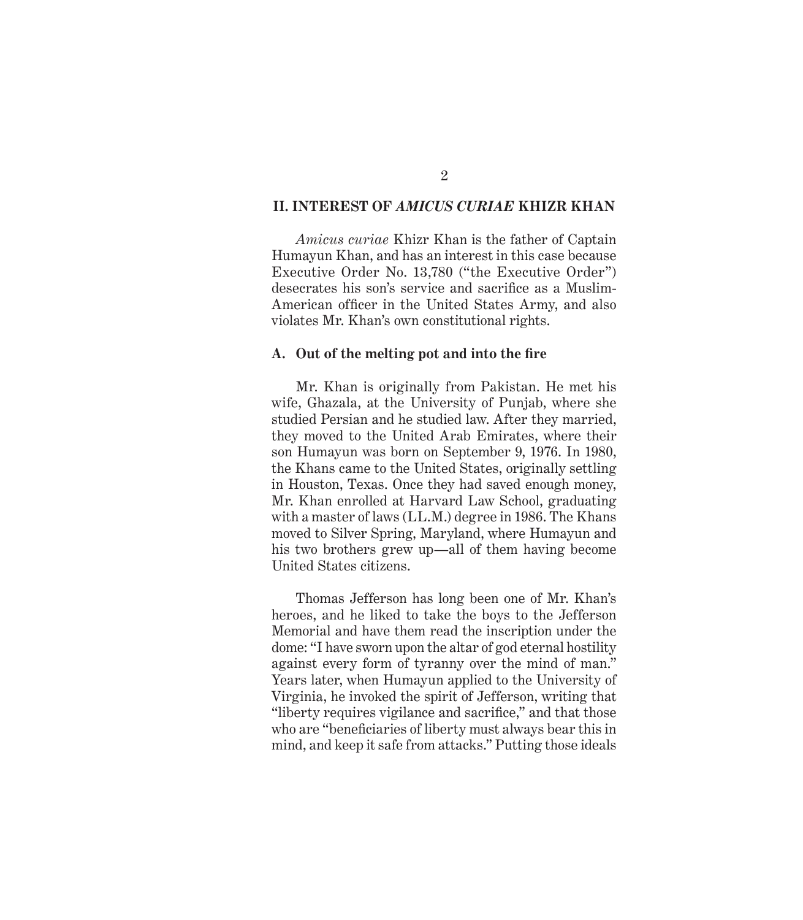## II. INTEREST OF *AMICUS CURIAE* KHIZR KHAN

*Amicus curiae* Khizr Khan is the father of Captain Humayun Khan, and has an interest in this case because Executive Order No. 13,780 ("the Executive Order") desecrates his son's service and sacrifice as a Muslim-American officer in the United States Army, and also violates Mr. Khan's own constitutional rights.

### A. Out of the melting pot and into the fire

Mr. Khan is originally from Pakistan. He met his wife, Ghazala, at the University of Punjab, where she studied Persian and he studied law. After they married, they moved to the United Arab Emirates, where their son Humayun was born on September 9, 1976. In 1980, the Khans came to the United States, originally settling in Houston, Texas. Once they had saved enough money, Mr. Khan enrolled at Harvard Law School, graduating with a master of laws (LL.M.) degree in 1986. The Khans moved to Silver Spring, Maryland, where Humayun and his two brothers grew up—all of them having become United States citizens.

Thomas Jefferson has long been one of Mr. Khan's heroes, and he liked to take the boys to the Jefferson Memorial and have them read the inscription under the dome: "I have sworn upon the altar of god eternal hostility against every form of tyranny over the mind of man." Years later, when Humayun applied to the University of Virginia, he invoked the spirit of Jefferson, writing that "liberty requires vigilance and sacrifice," and that those who are "beneficiaries of liberty must always bear this in mind, and keep it safe from attacks." Putting those ideals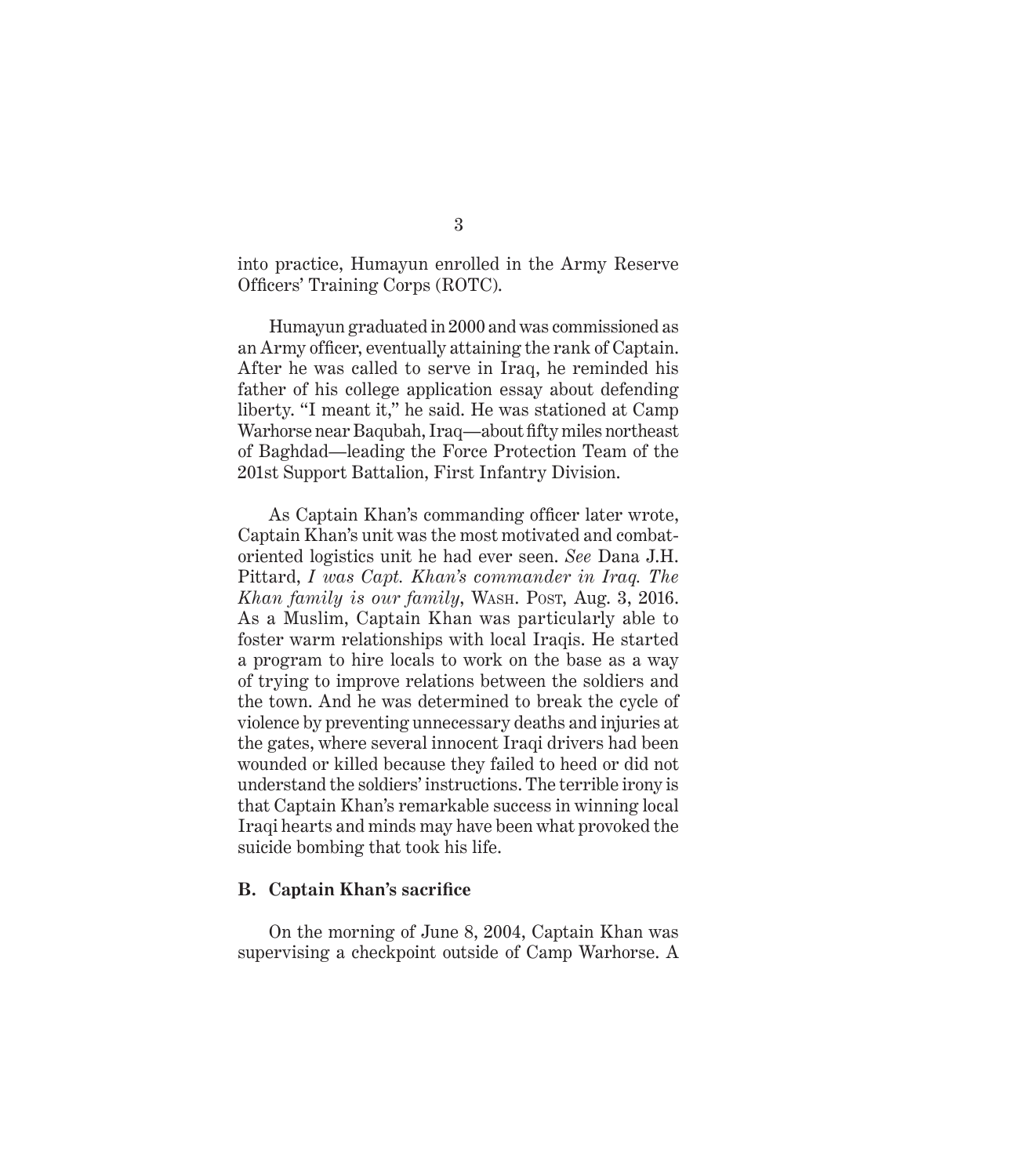into practice, Humayun enrolled in the Army Reserve Officers' Training Corps (ROTC).

Humayun graduated in 2000 and was commissioned as an Army officer, eventually attaining the rank of Captain. After he was called to serve in Iraq, he reminded his father of his college application essay about defending liberty. "I meant it," he said. He was stationed at Camp Warhorse near Baqubah, Iraq—about fifty miles northeast of Baghdad—leading the Force Protection Team of the 201st Support Battalion, First Infantry Division.

As Captain Khan's commanding officer later wrote, Captain Khan's unit was the most motivated and combat-oriented logistics unit he had ever seen. *See* Dana J.H. Pittard, *I was Capt. Khan's commander in Iraq. The Khan family is our family*, WASH. POST, Aug. 3, 2016. As a Muslim, Captain Khan was particularly able to foster warm relationships with local Iraqis. He started a program to hire locals to work on the base as a way of trying to improve relations between the soldiers and the town. And he was determined to break the cycle of violence by preventing unnecessary deaths and injuries at the gates, where several innocent Iraqi drivers had been wounded or killed because they failed to heed or did not understand the soldiers' instructions. The terrible irony is that Captain Khan's remarkable success in winning local Iraqi hearts and minds may have been what provoked the suicide bombing that took his life.

### B. Captain Khan's sacrifice

On the morning of June 8, 2004, Captain Khan was supervising a checkpoint outside of Camp Warhorse. A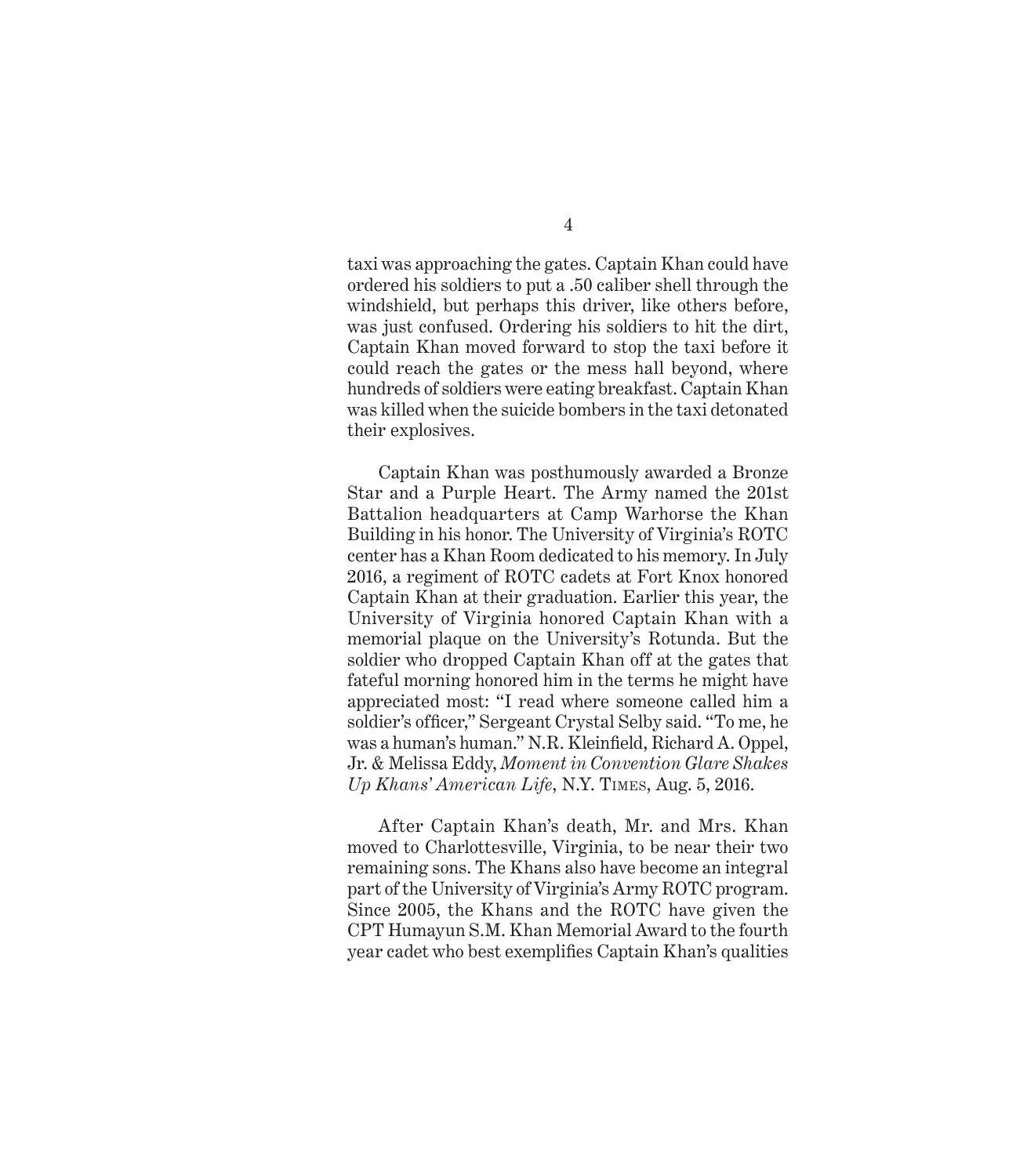taxi was approaching the gates. Captain Khan could have ordered his soldiers to put a .50 caliber shell through the windshield, but perhaps this driver, like others before, was just confused. Ordering his soldiers to hit the dirt, Captain Khan moved forward to stop the taxi before it could reach the gates or the mess hall beyond, where hundreds of soldiers were eating breakfast. Captain Khan was killed when the suicide bombers in the taxi detonated their explosives.

Captain Khan was posthumously awarded a Bronze Star and a Purple Heart. The Army named the 201st Battalion headquarters at Camp Warhorse the Khan Building in his honor. The University of Virginia's ROTC center has a Khan Room dedicated to his memory. In July 2016, a regiment of ROTC cadets at Fort Knox honored Captain Khan at their graduation. Earlier this year, the University of Virginia honored Captain Khan with a memorial plaque on the University's Rotunda. But the soldier who dropped Captain Khan off at the gates that fateful morning honored him in the terms he might have appreciated most: "I read where someone called him a soldier's officer," Sergeant Crystal Selby said. "To me, he was a human's human." N.R. Kleinfield, Richard A. Oppel, Jr. & Melissa Eddy, *Moment in Convention Glare Shakes Up Khans' American Life*, N.Y. Times, Aug. 5, 2016.

After Captain Khan's death, Mr. and Mrs. Khan moved to Charlottesville, Virginia, to be near their two remaining sons. The Khans also have become an integral part of the University of Virginia's Army ROTC program. Since 2005, the Khans and the ROTC have given the CPT Humayun S.M. Khan Memorial Award to the fourth year cadet who best exemplifies Captain Khan's qualities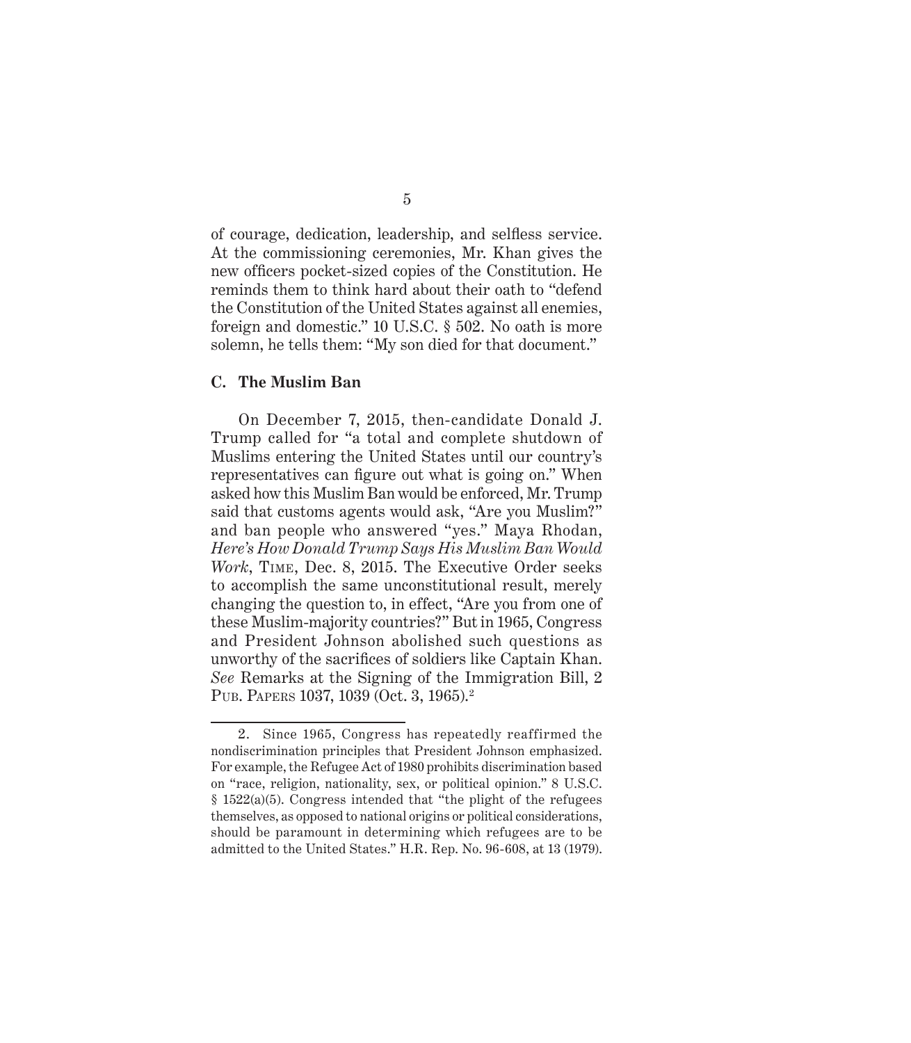of courage, dedication, leadership, and selfless service. At the commissioning ceremonies, Mr. Khan gives the new officers pocket-sized copies of the Constitution. He reminds them to think hard about their oath to "defend the Constitution of the United States against all enemies, foreign and domestic." 10 U.S.C. § 502. No oath is more solemn, he tells them: "My son died for that document."

### C. The Muslim Ban

On December 7, 2015, then-candidate Donald J. Trump called for "a total and complete shutdown of Muslims entering the United States until our country's representatives can figure out what is going on." When asked how this Muslim Ban would be enforced, Mr. Trump said that customs agents would ask, "Are you Muslim?" and ban people who answered "yes." Maya Rhodan, *Here's How Donald Trump Says His Muslim Ban Would Work*, Time, Dec. 8, 2015. The Executive Order seeks to accomplish the same unconstitutional result, merely changing the question to, in effect, "Are you from one of these Muslim-majority countries?" But in 1965, Congress and President Johnson abolished such questions as unworthy of the sacrifices of soldiers like Captain Khan. *See* Remarks at the Signing of the Immigration Bill, 2 Pub. Papers 1037, 1039 (Oct. 3, 1965).[2]

---

2. Since 1965, Congress has repeatedly reaffirmed the nondiscrimination principles that President Johnson emphasized. For example, the Refugee Act of 1980 prohibits discrimination based on "race, religion, nationality, sex, or political opinion." 8 U.S.C. § 1522(a)(5). Congress intended that "the plight of the refugees themselves, as opposed to national origins or political considerations, should be paramount in determining which refugees are to be admitted to the United States." H.R. Rep. No. 96-608, at 13 (1979).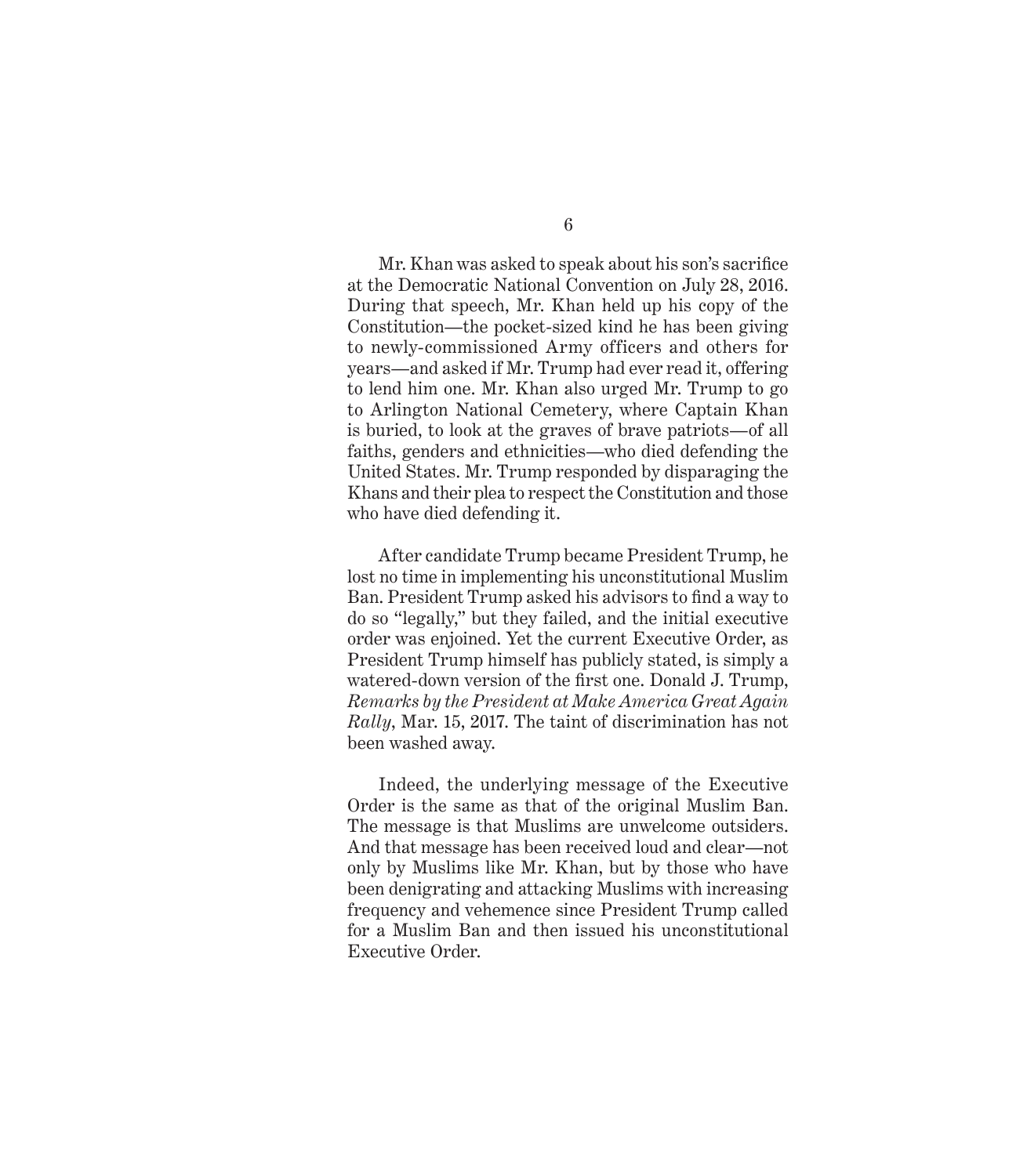Mr. Khan was asked to speak about his son's sacrifice at the Democratic National Convention on July 28, 2016. During that speech, Mr. Khan held up his copy of the Constitution—the pocket-sized kind he has been giving to newly-commissioned Army officers and others for years—and asked if Mr. Trump had ever read it, offering to lend him one. Mr. Khan also urged Mr. Trump to go to Arlington National Cemetery, where Captain Khan is buried, to look at the graves of brave patriots—of all faiths, genders and ethnicities—who died defending the United States. Mr. Trump responded by disparaging the Khans and their plea to respect the Constitution and those who have died defending it.

After candidate Trump became President Trump, he lost no time in implementing his unconstitutional Muslim Ban. President Trump asked his advisors to find a way to do so "legally," but they failed, and the initial executive order was enjoined. Yet the current Executive Order, as President Trump himself has publicly stated, is simply a watered-down version of the first one. Donald J. Trump, *Remarks by the President at Make America Great Again Rally*, Mar. 15, 2017. The taint of discrimination has not been washed away.

Indeed, the underlying message of the Executive Order is the same as that of the original Muslim Ban. The message is that Muslims are unwelcome outsiders. And that message has been received loud and clear—not only by Muslims like Mr. Khan, but by those who have been denigrating and attacking Muslims with increasing frequency and vehemence since President Trump called for a Muslim Ban and then issued his unconstitutional Executive Order.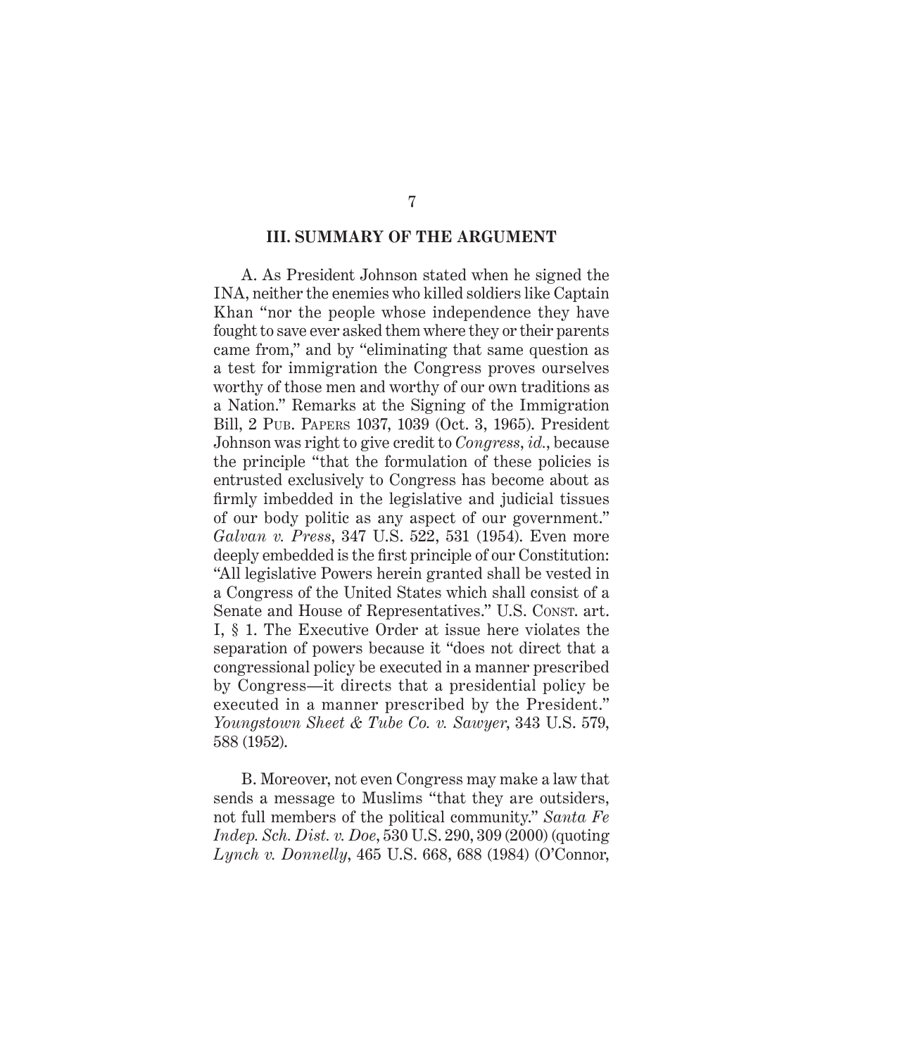## III. SUMMARY OF THE ARGUMENT

A. As President Johnson stated when he signed the INA, neither the enemies who killed soldiers like Captain Khan "nor the people whose independence they have fought to save ever asked them where they or their parents came from," and by "eliminating that same question as a test for immigration the Congress proves ourselves worthy of those men and worthy of our own traditions as a Nation." Remarks at the Signing of the Immigration Bill, 2 Pub. Papers 1037, 1039 (Oct. 3, 1965). President Johnson was right to give credit to *Congress*, *id.*, because the principle "that the formulation of these policies is entrusted exclusively to Congress has become about as firmly imbedded in the legislative and judicial tissues of our body politic as any aspect of our government." *Galvan v. Press*, 347 U.S. 522, 531 (1954). Even more deeply embedded is the first principle of our Constitution: "All legislative Powers herein granted shall be vested in a Congress of the United States which shall consist of a Senate and House of Representatives." U.S. Const. art. I, § 1. The Executive Order at issue here violates the separation of powers because it "does not direct that a congressional policy be executed in a manner prescribed by Congress—it directs that a presidential policy be executed in a manner prescribed by the President." *Youngstown Sheet & Tube Co. v. Sawyer*, 343 U.S. 579, 588 (1952).

B. Moreover, not even Congress may make a law that sends a message to Muslims "that they are outsiders, not full members of the political community." *Santa Fe Indep. Sch. Dist. v. Doe*, 530 U.S. 290, 309 (2000) (quoting *Lynch v. Donnelly*, 465 U.S. 668, 688 (1984) (O'Connor,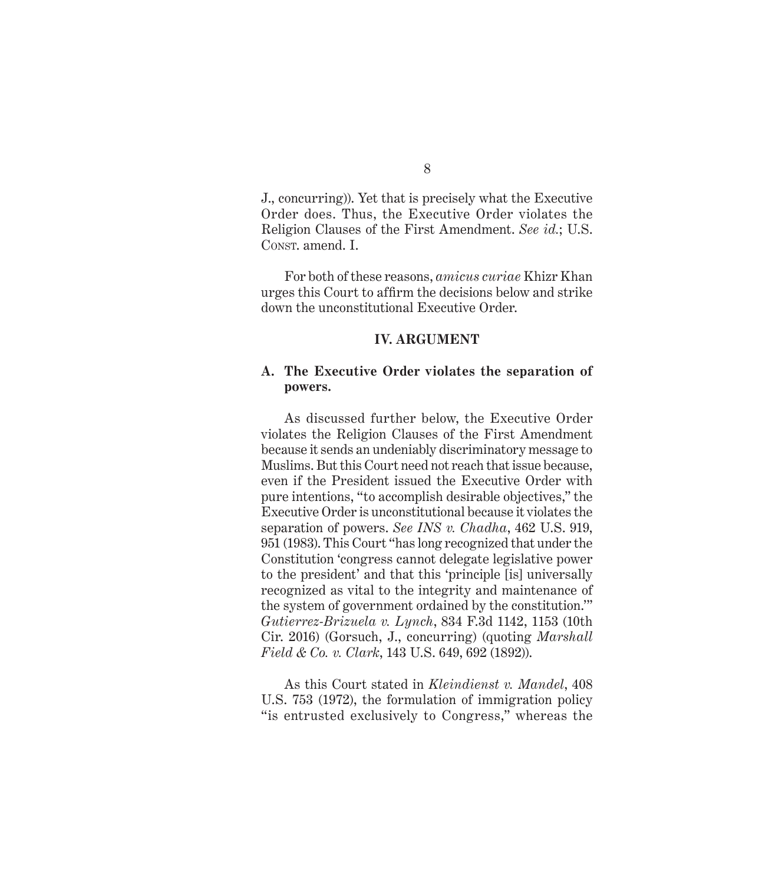J., concurring)). Yet that is precisely what the Executive Order does. Thus, the Executive Order violates the Religion Clauses of the First Amendment. *See id.*; U.S. Const. amend. I.

For both of these reasons, *amicus curiae* Khizr Khan urges this Court to affirm the decisions below and strike down the unconstitutional Executive Order.

## IV. ARGUMENT

### A. The Executive Order violates the separation of powers.

As discussed further below, the Executive Order violates the Religion Clauses of the First Amendment because it sends an undeniably discriminatory message to Muslims. But this Court need not reach that issue because, even if the President issued the Executive Order with pure intentions, "to accomplish desirable objectives," the Executive Order is unconstitutional because it violates the separation of powers. *See INS v. Chadha*, 462 U.S. 919, 951 (1983). This Court "has long recognized that under the Constitution 'congress cannot delegate legislative power to the president' and that this 'principle [is] universally recognized as vital to the integrity and maintenance of the system of government ordained by the constitution.'" *Gutierrez-Brizuela v. Lynch*, 834 F.3d 1142, 1153 (10th Cir. 2016) (Gorsuch, J., concurring) (quoting *Marshall Field & Co. v. Clark*, 143 U.S. 649, 692 (1892)).

As this Court stated in *Kleindienst v. Mandel*, 408 U.S. 753 (1972), the formulation of immigration policy "is entrusted exclusively to Congress," whereas the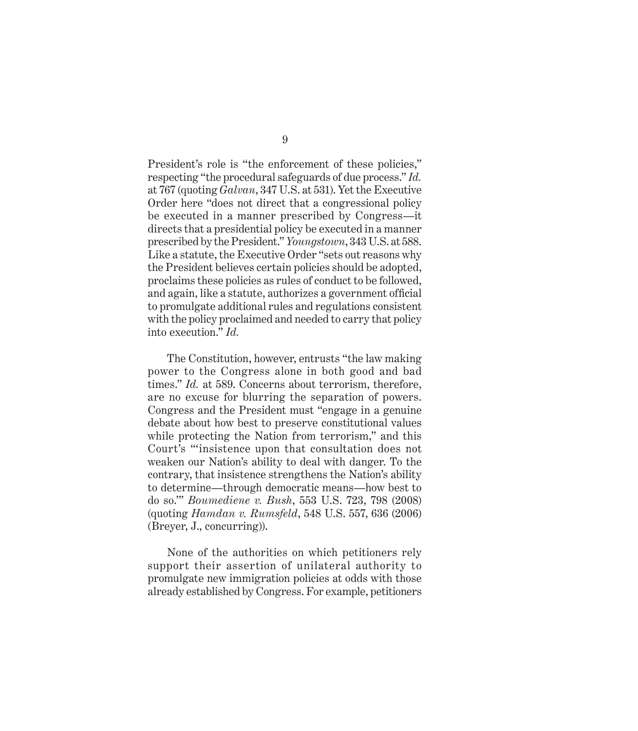President's role is "the enforcement of these policies," respecting "the procedural safeguards of due process." *Id.* at 767 (quoting *Galvan*, 347 U.S. at 531). Yet the Executive Order here "does not direct that a congressional policy be executed in a manner prescribed by Congress—it directs that a presidential policy be executed in a manner prescribed by the President." *Youngstown*, 343 U.S. at 588. Like a statute, the Executive Order "sets out reasons why the President believes certain policies should be adopted, proclaims these policies as rules of conduct to be followed, and again, like a statute, authorizes a government official to promulgate additional rules and regulations consistent with the policy proclaimed and needed to carry that policy into execution." *Id.*

The Constitution, however, entrusts "the law making power to the Congress alone in both good and bad times." *Id.* at 589. Concerns about terrorism, therefore, are no excuse for blurring the separation of powers. Congress and the President must "engage in a genuine debate about how best to preserve constitutional values while protecting the Nation from terrorism," and this Court's "'insistence upon that consultation does not weaken our Nation's ability to deal with danger. To the contrary, that insistence strengthens the Nation's ability to determine—through democratic means—how best to do so.'" *Boumediene v. Bush*, 553 U.S. 723, 798 (2008) (quoting *Hamdan v. Rumsfeld*, 548 U.S. 557, 636 (2006) (Breyer, J., concurring)).

None of the authorities on which petitioners rely support their assertion of unilateral authority to promulgate new immigration policies at odds with those already established by Congress. For example, petitioners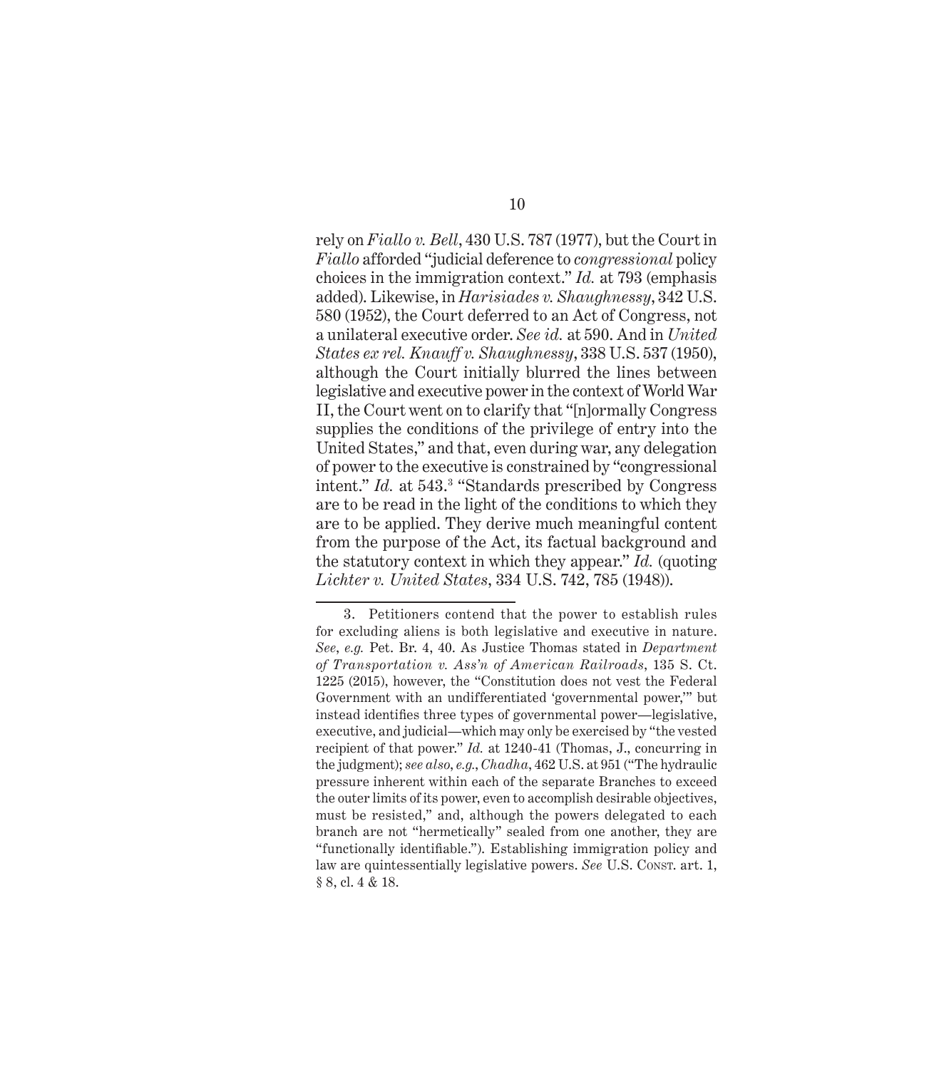rely on *Fiallo v. Bell*, 430 U.S. 787 (1977), but the Court in *Fiallo* afforded "judicial deference to *congressional* policy choices in the immigration context." *Id.* at 793 (emphasis added). Likewise, in *Harisiades v. Shaughnessy*, 342 U.S. 580 (1952), the Court deferred to an Act of Congress, not a unilateral executive order. *See id.* at 590. And in *United States ex rel. Knauff v. Shaughnessy*, 338 U.S. 537 (1950), although the Court initially blurred the lines between legislative and executive power in the context of World War II, the Court went on to clarify that "[n]ormally Congress supplies the conditions of the privilege of entry into the United States," and that, even during war, any delegation of power to the executive is constrained by "congressional intent." *Id.* at 543.[3] "Standards prescribed by Congress are to be read in the light of the conditions to which they are to be applied. They derive much meaningful content from the purpose of the Act, its factual background and the statutory context in which they appear." *Id.* (quoting *Lichter v. United States*, 334 U.S. 742, 785 (1948)).

---

3. Petitioners contend that the power to establish rules for excluding aliens is both legislative and executive in nature. *See, e.g.* Pet. Br. 4, 40. As Justice Thomas stated in *Department of Transportation v. Ass'n of American Railroads*, 135 S. Ct. 1225 (2015), however, the "Constitution does not vest the Federal Government with an undifferentiated 'governmental power,'" but instead identifies three types of governmental power—legislative, executive, and judicial—which may only be exercised by "the vested recipient of that power." *Id.* at 1240-41 (Thomas, J., concurring in the judgment); *see also, e.g.*, *Chadha*, 462 U.S. at 951 ("The hydraulic pressure inherent within each of the separate Branches to exceed the outer limits of its power, even to accomplish desirable objectives, must be resisted," and, although the powers delegated to each branch are not "hermetically" sealed from one another, they are "functionally identifiable."). Establishing immigration policy and law are quintessentially legislative powers. *See* U.S. Const. art. 1, § 8, cl. 4 & 18.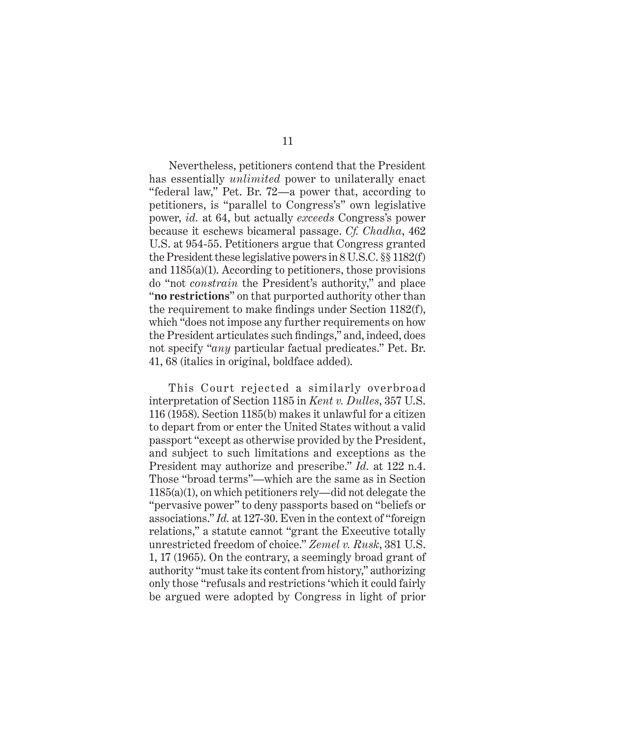Nevertheless, petitioners contend that the President has essentially *unlimited* power to unilaterally enact "federal law," Pet. Br. 72—a power that, according to petitioners, is "parallel to Congress's" own legislative power, *id.* at 64, but actually *exceeds* Congress's power because it eschews bicameral passage. *Cf. Chadha*, 462 U.S. at 954-55. Petitioners argue that Congress granted the President these legislative powers in 8 U.S.C. §§ 1182(f) and 1185(a)(1). According to petitioners, those provisions do "not *constrain* the President's authority," and place "**no restrictions**" on that purported authority other than the requirement to make findings under Section 1182(f), which "does not impose any further requirements on how the President articulates such findings," and, indeed, does not specify "*any* particular factual predicates." Pet. Br. 41, 68 (italics in original, boldface added).

This Court rejected a similarly overbroad interpretation of Section 1185 in *Kent v. Dulles*, 357 U.S. 116 (1958). Section 1185(b) makes it unlawful for a citizen to depart from or enter the United States without a valid passport "except as otherwise provided by the President, and subject to such limitations and exceptions as the President may authorize and prescribe." *Id.* at 122 n.4. Those "broad terms"—which are the same as in Section 1185(a)(1), on which petitioners rely—did not delegate the "pervasive power" to deny passports based on "beliefs or associations." *Id.* at 127-30. Even in the context of "foreign relations," a statute cannot "grant the Executive totally unrestricted freedom of choice." *Zemel v. Rusk*, 381 U.S. 1, 17 (1965). On the contrary, a seemingly broad grant of authority "must take its content from history," authorizing only those "refusals and restrictions 'which it could fairly be argued were adopted by Congress in light of prior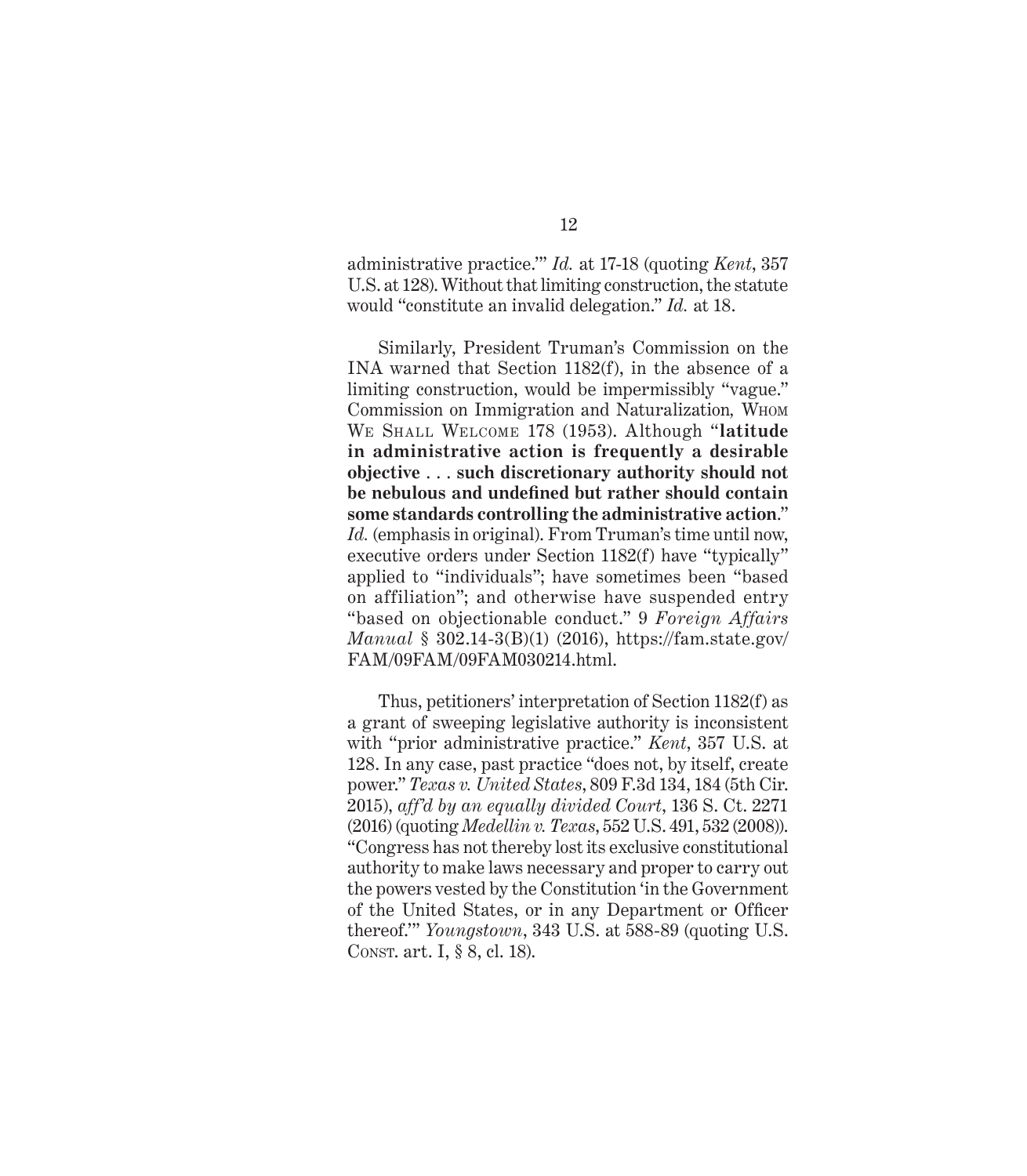administrative practice.'" *Id.* at 17-18 (quoting *Kent*, 357 U.S. at 128). Without that limiting construction, the statute would "constitute an invalid delegation." *Id.* at 18.

Similarly, President Truman's Commission on the INA warned that Section 1182(f), in the absence of a limiting construction, would be impermissibly "vague." Commission on Immigration and Naturalization, Whom We Shall Welcome 178 (1953). Although "**latitude in administrative action is frequently a desirable objective** . . . **such discretionary authority should not be nebulous and undefined but rather should contain some standards controlling the administrative action**." *Id.* (emphasis in original). From Truman's time until now, executive orders under Section 1182(f) have "typically" applied to "individuals"; have sometimes been "based on affiliation"; and otherwise have suspended entry "based on objectionable conduct." 9 *Foreign Affairs Manual* § 302.14-3(B)(1) (2016), https://fam.state.gov/FAM/09FAM/09FAM030214.html.

Thus, petitioners' interpretation of Section 1182(f) as a grant of sweeping legislative authority is inconsistent with "prior administrative practice." *Kent*, 357 U.S. at 128. In any case, past practice "does not, by itself, create power." *Texas v. United States*, 809 F.3d 134, 184 (5th Cir. 2015), *aff'd by an equally divided Court*, 136 S. Ct. 2271 (2016) (quoting *Medellin v. Texas*, 552 U.S. 491, 532 (2008)). "Congress has not thereby lost its exclusive constitutional authority to make laws necessary and proper to carry out the powers vested by the Constitution 'in the Government of the United States, or in any Department or Officer thereof.'" *Youngstown*, 343 U.S. at 588-89 (quoting U.S. Const. art. I, § 8, cl. 18).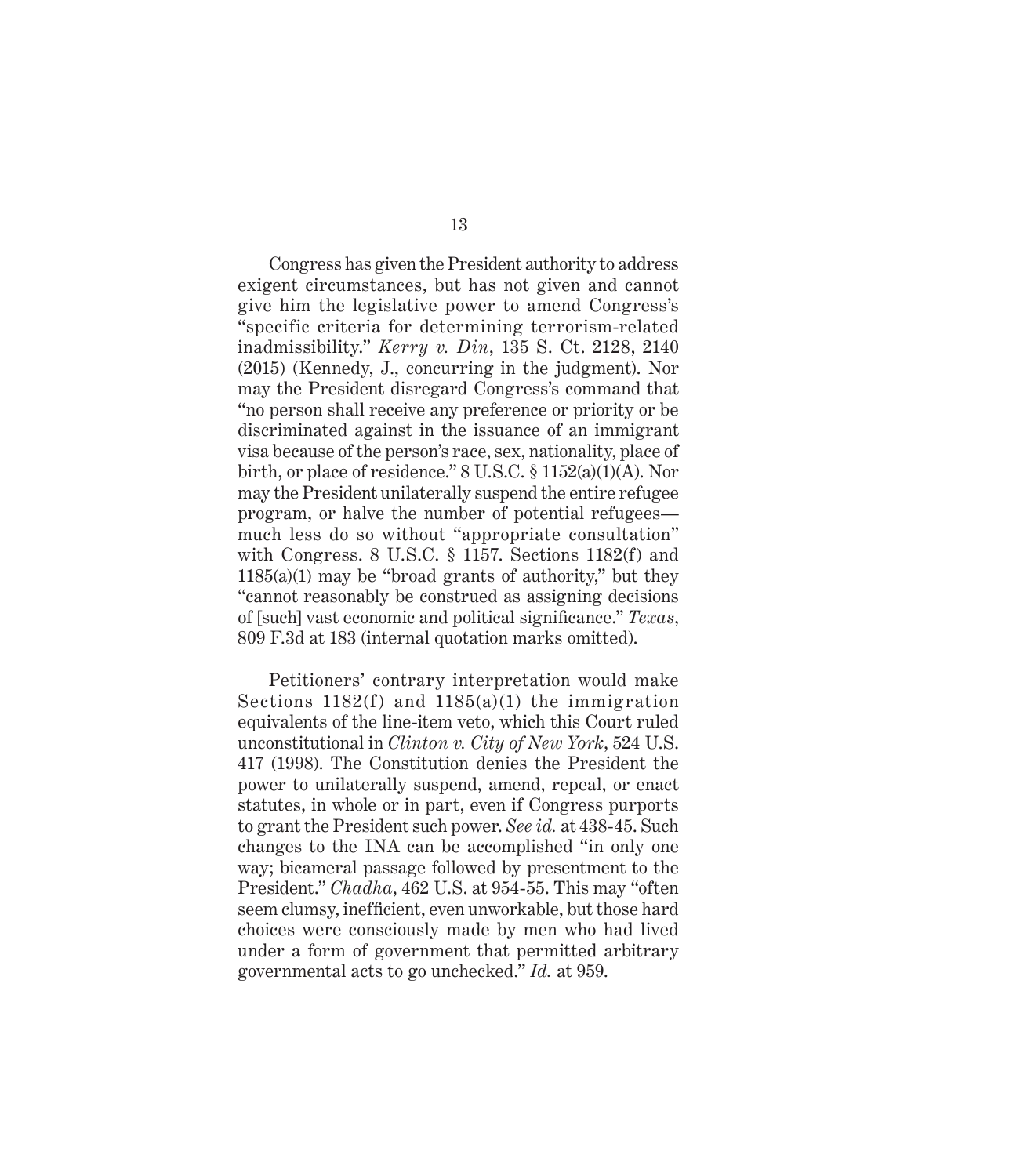Congress has given the President authority to address exigent circumstances, but has not given and cannot give him the legislative power to amend Congress's "specific criteria for determining terrorism-related inadmissibility." *Kerry v. Din*, 135 S. Ct. 2128, 2140 (2015) (Kennedy, J., concurring in the judgment). Nor may the President disregard Congress's command that "no person shall receive any preference or priority or be discriminated against in the issuance of an immigrant visa because of the person's race, sex, nationality, place of birth, or place of residence." 8 U.S.C. § 1152(a)(1)(A). Nor may the President unilaterally suspend the entire refugee program, or halve the number of potential refugees—much less do so without "appropriate consultation" with Congress. 8 U.S.C. § 1157. Sections 1182(f) and 1185(a)(1) may be "broad grants of authority," but they "cannot reasonably be construed as assigning decisions of [such] vast economic and political significance." *Texas*, 809 F.3d at 183 (internal quotation marks omitted).

Petitioners' contrary interpretation would make Sections 1182(f) and 1185(a)(1) the immigration equivalents of the line-item veto, which this Court ruled unconstitutional in *Clinton v. City of New York*, 524 U.S. 417 (1998). The Constitution denies the President the power to unilaterally suspend, amend, repeal, or enact statutes, in whole or in part, even if Congress purports to grant the President such power. *See id.* at 438-45. Such changes to the INA can be accomplished "in only one way; bicameral passage followed by presentment to the President." *Chadha*, 462 U.S. at 954-55. This may "often seem clumsy, inefficient, even unworkable, but those hard choices were consciously made by men who had lived under a form of government that permitted arbitrary governmental acts to go unchecked." *Id.* at 959.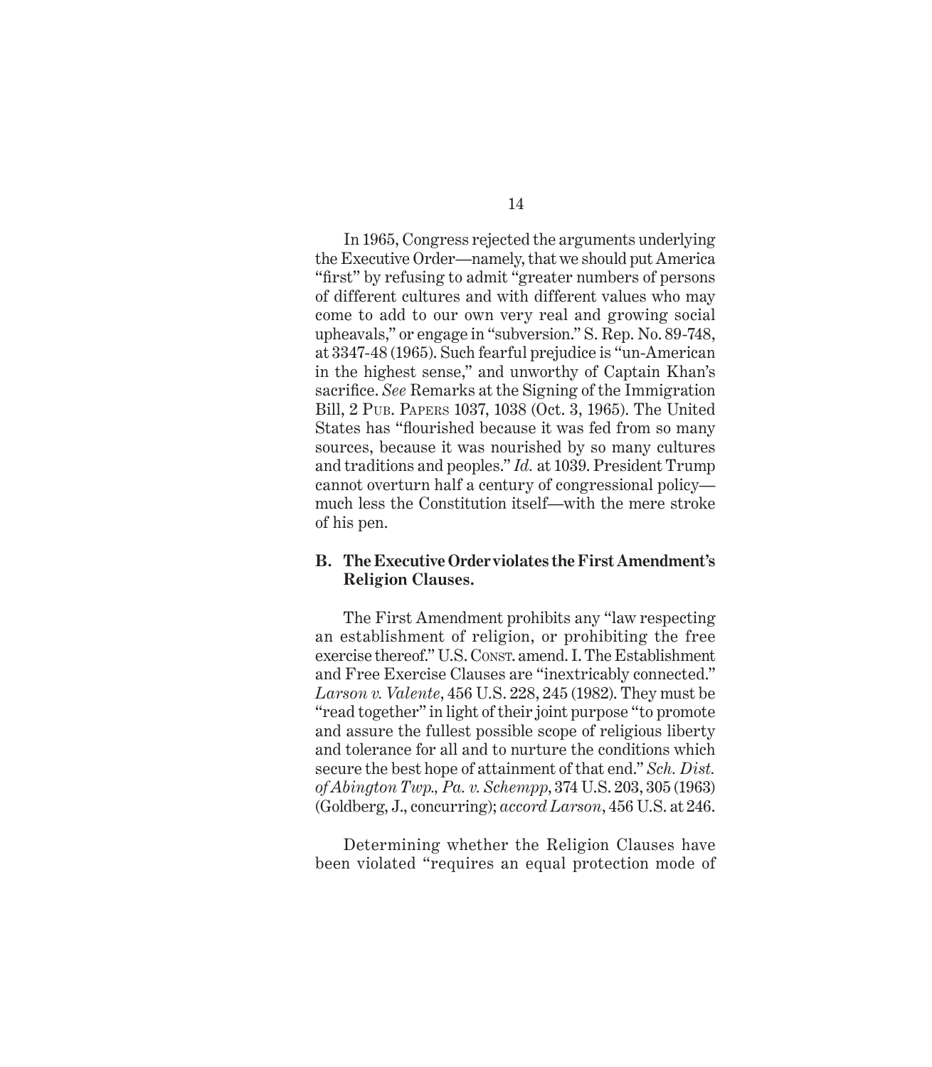In 1965, Congress rejected the arguments underlying the Executive Order—namely, that we should put America "first" by refusing to admit "greater numbers of persons of different cultures and with different values who may come to add to our own very real and growing social upheavals," or engage in "subversion." S. Rep. No. 89-748, at 3347-48 (1965). Such fearful prejudice is "un-American in the highest sense," and unworthy of Captain Khan's sacrifice. *See* Remarks at the Signing of the Immigration Bill, 2 Pub. Papers 1037, 1038 (Oct. 3, 1965). The United States has "flourished because it was fed from so many sources, because it was nourished by so many cultures and traditions and peoples." *Id.* at 1039. President Trump cannot overturn half a century of congressional policy—much less the Constitution itself—with the mere stroke of his pen.

### B. The Executive Order violates the First Amendment's Religion Clauses.

The First Amendment prohibits any "law respecting an establishment of religion, or prohibiting the free exercise thereof." U.S. Const. amend. I. The Establishment and Free Exercise Clauses are "inextricably connected." *Larson v. Valente*, 456 U.S. 228, 245 (1982). They must be "read together" in light of their joint purpose "to promote and assure the fullest possible scope of religious liberty and tolerance for all and to nurture the conditions which secure the best hope of attainment of that end." *Sch. Dist. of Abington Twp., Pa. v. Schempp*, 374 U.S. 203, 305 (1963) (Goldberg, J., concurring); *accord Larson*, 456 U.S. at 246.

Determining whether the Religion Clauses have been violated "requires an equal protection mode of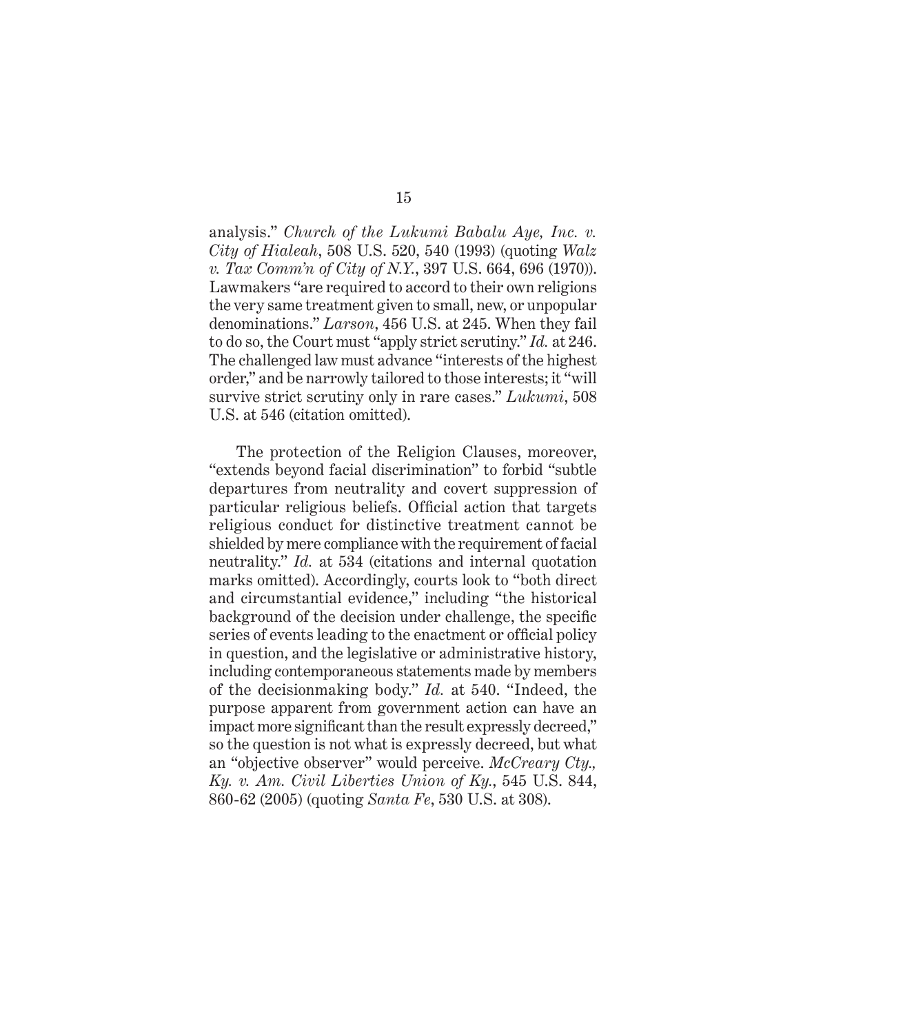analysis." *Church of the Lukumi Babalu Aye, Inc. v. City of Hialeah*, 508 U.S. 520, 540 (1993) (quoting *Walz v. Tax Comm'n of City of N.Y.*, 397 U.S. 664, 696 (1970)). Lawmakers "are required to accord to their own religions the very same treatment given to small, new, or unpopular denominations." *Larson*, 456 U.S. at 245. When they fail to do so, the Court must "apply strict scrutiny." *Id.* at 246. The challenged law must advance "interests of the highest order," and be narrowly tailored to those interests; it "will survive strict scrutiny only in rare cases." *Lukumi*, 508 U.S. at 546 (citation omitted).

The protection of the Religion Clauses, moreover, "extends beyond facial discrimination" to forbid "subtle departures from neutrality and covert suppression of particular religious beliefs. Official action that targets religious conduct for distinctive treatment cannot be shielded by mere compliance with the requirement of facial neutrality." *Id.* at 534 (citations and internal quotation marks omitted). Accordingly, courts look to "both direct and circumstantial evidence," including "the historical background of the decision under challenge, the specific series of events leading to the enactment or official policy in question, and the legislative or administrative history, including contemporaneous statements made by members of the decisionmaking body." *Id.* at 540. "Indeed, the purpose apparent from government action can have an impact more significant than the result expressly decreed," so the question is not what is expressly decreed, but what an "objective observer" would perceive. *McCreary Cty., Ky. v. Am. Civil Liberties Union of Ky.*, 545 U.S. 844, 860-62 (2005) (quoting *Santa Fe*, 530 U.S. at 308).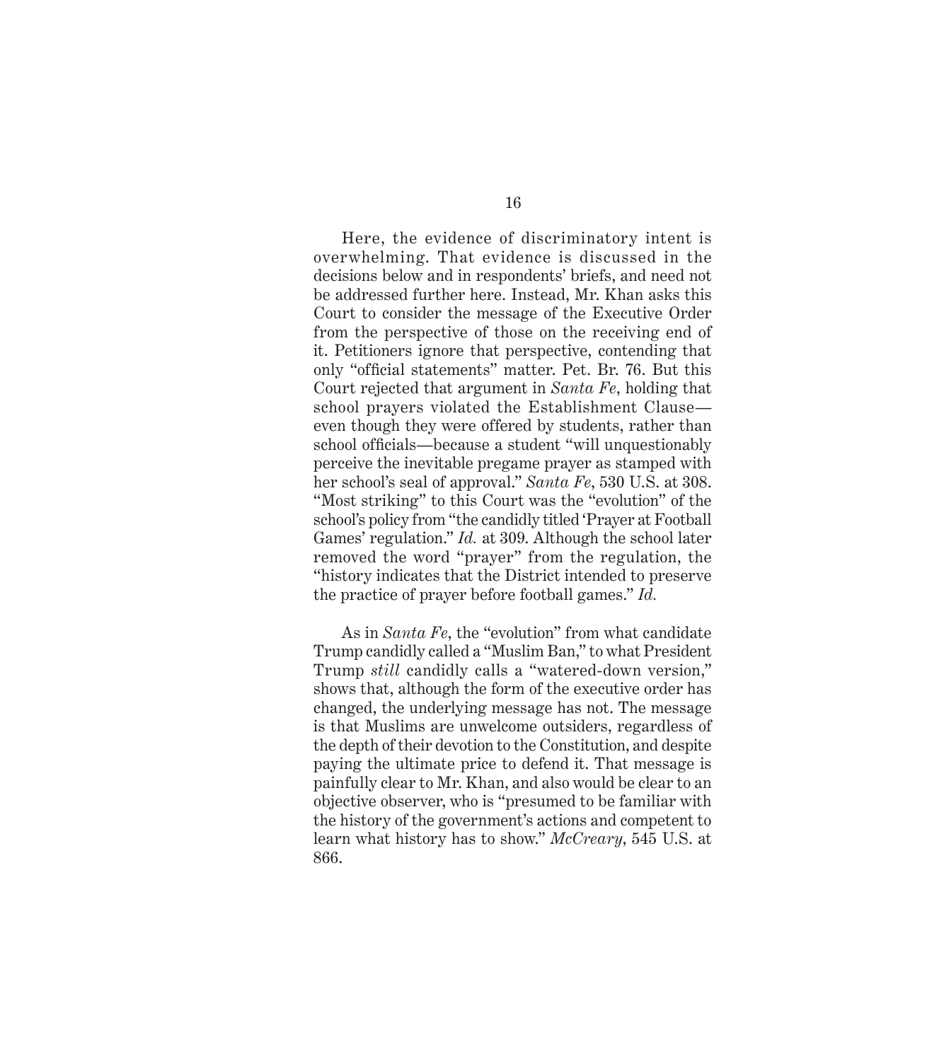Here, the evidence of discriminatory intent is overwhelming. That evidence is discussed in the decisions below and in respondents' briefs, and need not be addressed further here. Instead, Mr. Khan asks this Court to consider the message of the Executive Order from the perspective of those on the receiving end of it. Petitioners ignore that perspective, contending that only "official statements" matter. Pet. Br. 76. But this Court rejected that argument in *Santa Fe*, holding that school prayers violated the Establishment Clause—even though they were offered by students, rather than school officials—because a student "will unquestionably perceive the inevitable pregame prayer as stamped with her school's seal of approval." *Santa Fe*, 530 U.S. at 308. "Most striking" to this Court was the "evolution" of the school's policy from "the candidly titled 'Prayer at Football Games' regulation." *Id.* at 309. Although the school later removed the word "prayer" from the regulation, the "history indicates that the District intended to preserve the practice of prayer before football games." *Id.*

As in *Santa Fe*, the "evolution" from what candidate Trump candidly called a "Muslim Ban," to what President Trump *still* candidly calls a "watered-down version," shows that, although the form of the executive order has changed, the underlying message has not. The message is that Muslims are unwelcome outsiders, regardless of the depth of their devotion to the Constitution, and despite paying the ultimate price to defend it. That message is painfully clear to Mr. Khan, and also would be clear to an objective observer, who is "presumed to be familiar with the history of the government's actions and competent to learn what history has to show." *McCreary*, 545 U.S. at 866.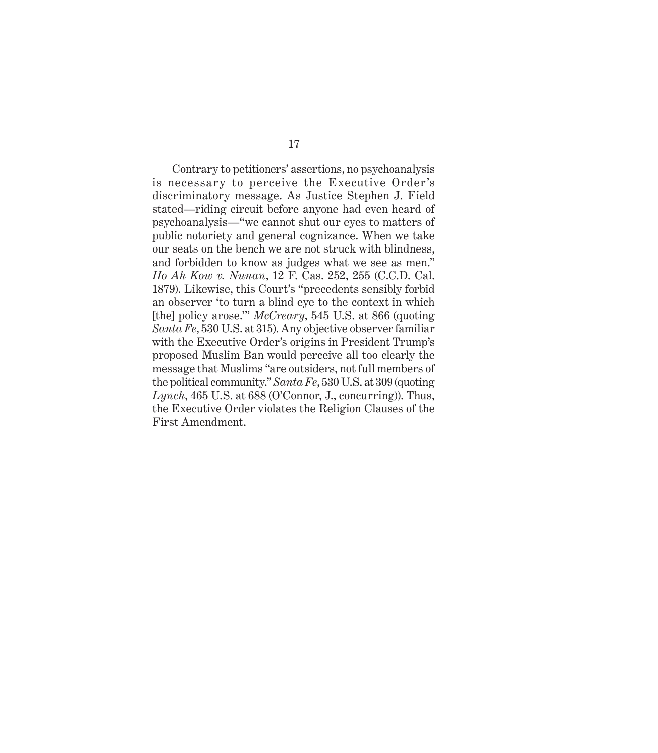Contrary to petitioners' assertions, no psychoanalysis is necessary to perceive the Executive Order's discriminatory message. As Justice Stephen J. Field stated—riding circuit before anyone had even heard of psychoanalysis—"we cannot shut our eyes to matters of public notoriety and general cognizance. When we take our seats on the bench we are not struck with blindness, and forbidden to know as judges what we see as men." *Ho Ah Kow v. Nunan*, 12 F. Cas. 252, 255 (C.C.D. Cal. 1879). Likewise, this Court's "precedents sensibly forbid an observer 'to turn a blind eye to the context in which [the] policy arose.'" *McCreary*, 545 U.S. at 866 (quoting *Santa Fe*, 530 U.S. at 315). Any objective observer familiar with the Executive Order's origins in President Trump's proposed Muslim Ban would perceive all too clearly the message that Muslims "are outsiders, not full members of the political community." *Santa Fe*, 530 U.S. at 309 (quoting *Lynch*, 465 U.S. at 688 (O'Connor, J., concurring)). Thus, the Executive Order violates the Religion Clauses of the First Amendment.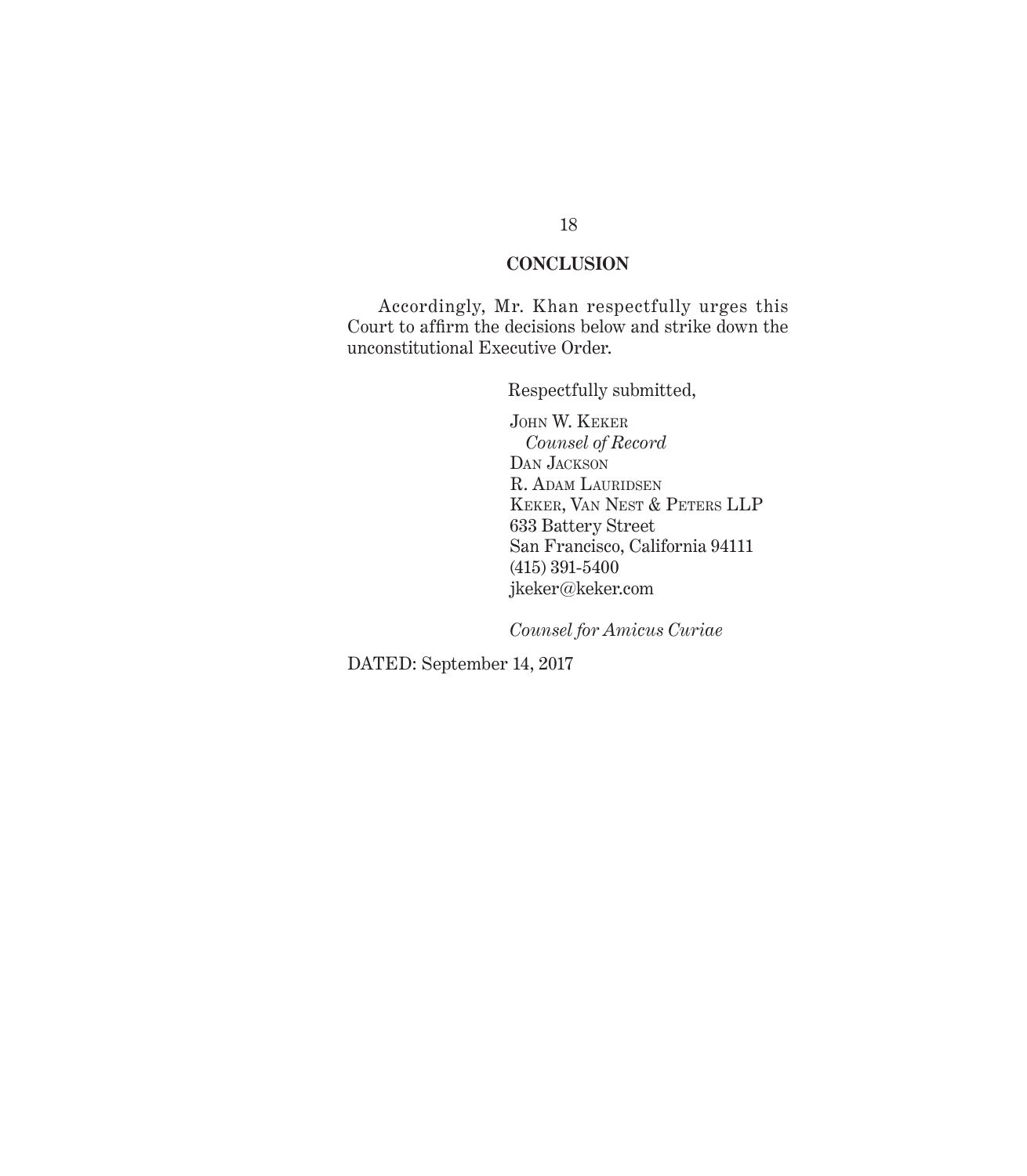## CONCLUSION

Accordingly, Mr. Khan respectfully urges this Court to affirm the decisions below and strike down the unconstitutional Executive Order.

Respectfully submitted,

JOHN W. KEKER
*Counsel of Record*
DAN JACKSON
R. ADAM LAURIDSEN
KEKER, VAN NEST & PETERS LLP
633 Battery Street
San Francisco, California 94111
(415) 391-5400
jkeker@keker.com

*Counsel for Amicus Curiae*

DATED: September 14, 2017